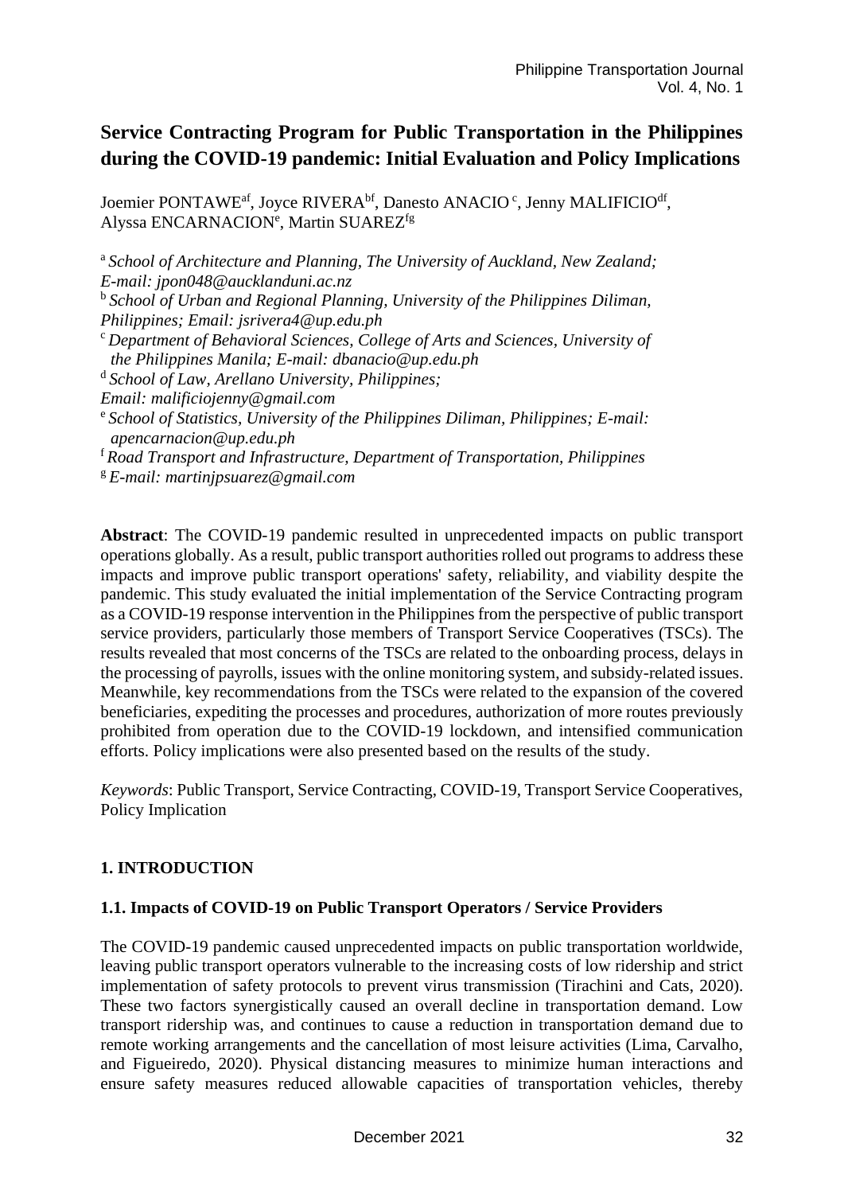# Service Contracting Program for Public Transportation in the Philippines during the COVID-19 pandemic: Initial Evaluation and Policy Implications

Joemier PONTAWE[af], Joyce RIVERA[bf], Danesto ANACIO[c], Jenny MALIFICIO[df], Alyssa ENCARNACION[e], Martin SUAREZ[fg]

[a] *School of Architecture and Planning, The University of Auckland, New Zealand; E-mail: jpon048@aucklanduni.ac.nz*
[b] *School of Urban and Regional Planning, University of the Philippines Diliman, Philippines; Email: jsrivera4@up.edu.ph*
[c] *Department of Behavioral Sciences, College of Arts and Sciences, University of the Philippines Manila; E-mail: dbanacio@up.edu.ph*
[d] *School of Law, Arellano University, Philippines; Email: malificiojenny@gmail.com*
[e] *School of Statistics, University of the Philippines Diliman, Philippines; E-mail: apencarnacion@up.edu.ph*
[f] *Road Transport and Infrastructure, Department of Transportation, Philippines*
[g] *E-mail: martinjpsuarez@gmail.com*

**Abstract**: The COVID-19 pandemic resulted in unprecedented impacts on public transport operations globally. As a result, public transport authorities rolled out programs to address these impacts and improve public transport operations' safety, reliability, and viability despite the pandemic. This study evaluated the initial implementation of the Service Contracting program as a COVID-19 response intervention in the Philippines from the perspective of public transport service providers, particularly those members of Transport Service Cooperatives (TSCs). The results revealed that most concerns of the TSCs are related to the onboarding process, delays in the processing of payrolls, issues with the online monitoring system, and subsidy-related issues. Meanwhile, key recommendations from the TSCs were related to the expansion of the covered beneficiaries, expediting the processes and procedures, authorization of more routes previously prohibited from operation due to the COVID-19 lockdown, and intensified communication efforts. Policy implications were also presented based on the results of the study.

*Keywords*: Public Transport, Service Contracting, COVID-19, Transport Service Cooperatives, Policy Implication

## 1. INTRODUCTION

### 1.1. Impacts of COVID-19 on Public Transport Operators / Service Providers

The COVID-19 pandemic caused unprecedented impacts on public transportation worldwide, leaving public transport operators vulnerable to the increasing costs of low ridership and strict implementation of safety protocols to prevent virus transmission (Tirachini and Cats, 2020). These two factors synergistically caused an overall decline in transportation demand. Low transport ridership was, and continues to cause a reduction in transportation demand due to remote working arrangements and the cancellation of most leisure activities (Lima, Carvalho, and Figueiredo, 2020). Physical distancing measures to minimize human interactions and ensure safety measures reduced allowable capacities of transportation vehicles, thereby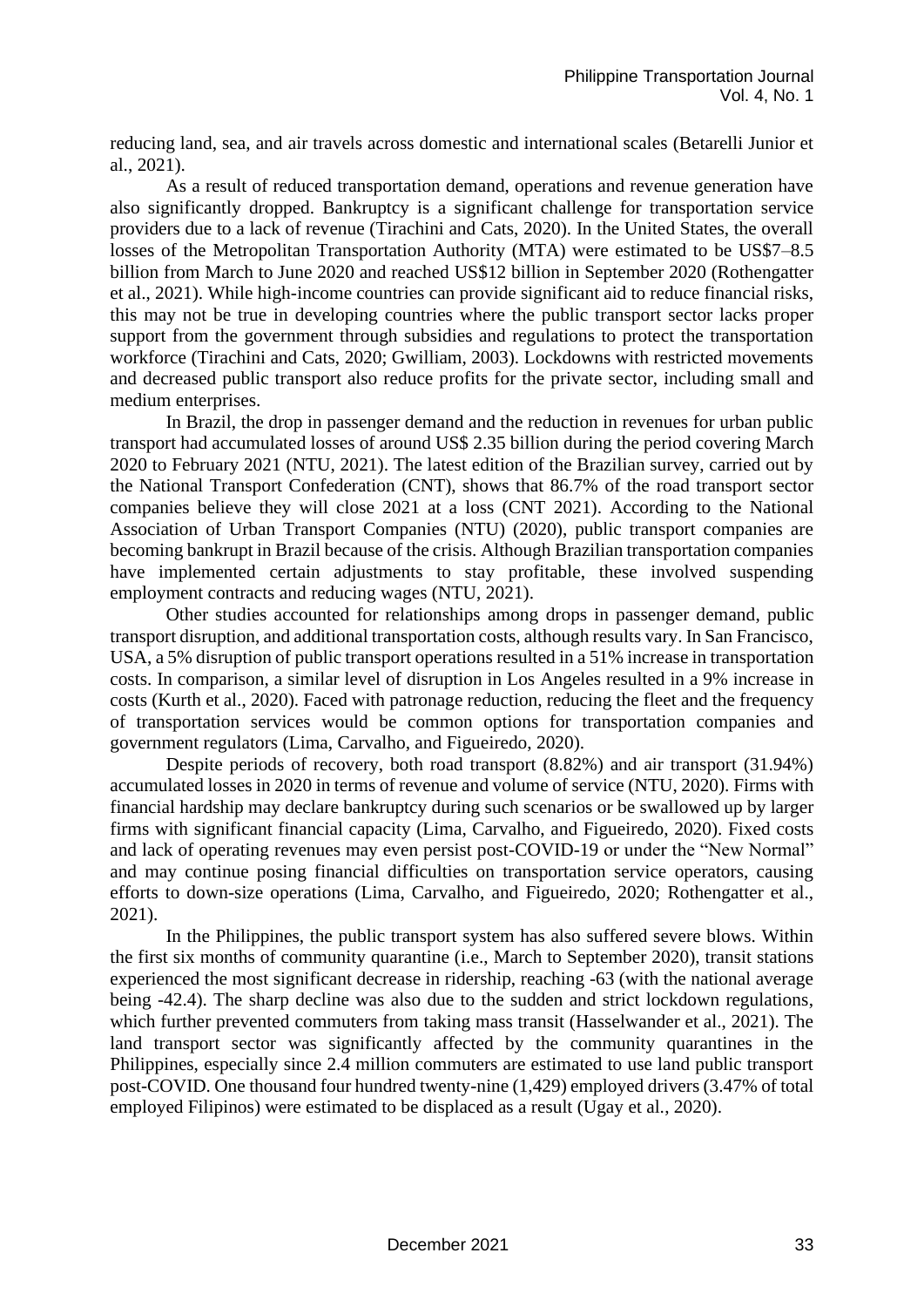reducing land, sea, and air travels across domestic and international scales (Betarelli Junior et al., 2021).

As a result of reduced transportation demand, operations and revenue generation have also significantly dropped. Bankruptcy is a significant challenge for transportation service providers due to a lack of revenue (Tirachini and Cats, 2020). In the United States, the overall losses of the Metropolitan Transportation Authority (MTA) were estimated to be US$7–8.5 billion from March to June 2020 and reached US$12 billion in September 2020 (Rothengatter et al., 2021). While high-income countries can provide significant aid to reduce financial risks, this may not be true in developing countries where the public transport sector lacks proper support from the government through subsidies and regulations to protect the transportation workforce (Tirachini and Cats, 2020; Gwilliam, 2003). Lockdowns with restricted movements and decreased public transport also reduce profits for the private sector, including small and medium enterprises.

In Brazil, the drop in passenger demand and the reduction in revenues for urban public transport had accumulated losses of around US$ 2.35 billion during the period covering March 2020 to February 2021 (NTU, 2021). The latest edition of the Brazilian survey, carried out by the National Transport Confederation (CNT), shows that 86.7% of the road transport sector companies believe they will close 2021 at a loss (CNT 2021). According to the National Association of Urban Transport Companies (NTU) (2020), public transport companies are becoming bankrupt in Brazil because of the crisis. Although Brazilian transportation companies have implemented certain adjustments to stay profitable, these involved suspending employment contracts and reducing wages (NTU, 2021).

Other studies accounted for relationships among drops in passenger demand, public transport disruption, and additional transportation costs, although results vary. In San Francisco, USA, a 5% disruption of public transport operations resulted in a 51% increase in transportation costs. In comparison, a similar level of disruption in Los Angeles resulted in a 9% increase in costs (Kurth et al., 2020). Faced with patronage reduction, reducing the fleet and the frequency of transportation services would be common options for transportation companies and government regulators (Lima, Carvalho, and Figueiredo, 2020).

Despite periods of recovery, both road transport (8.82%) and air transport (31.94%) accumulated losses in 2020 in terms of revenue and volume of service (NTU, 2020). Firms with financial hardship may declare bankruptcy during such scenarios or be swallowed up by larger firms with significant financial capacity (Lima, Carvalho, and Figueiredo, 2020). Fixed costs and lack of operating revenues may even persist post-COVID-19 or under the "New Normal" and may continue posing financial difficulties on transportation service operators, causing efforts to down-size operations (Lima, Carvalho, and Figueiredo, 2020; Rothengatter et al., 2021).

In the Philippines, the public transport system has also suffered severe blows. Within the first six months of community quarantine (i.e., March to September 2020), transit stations experienced the most significant decrease in ridership, reaching -63 (with the national average being -42.4). The sharp decline was also due to the sudden and strict lockdown regulations, which further prevented commuters from taking mass transit (Hasselwander et al., 2021). The land transport sector was significantly affected by the community quarantines in the Philippines, especially since 2.4 million commuters are estimated to use land public transport post-COVID. One thousand four hundred twenty-nine (1,429) employed drivers (3.47% of total employed Filipinos) were estimated to be displaced as a result (Ugay et al., 2020).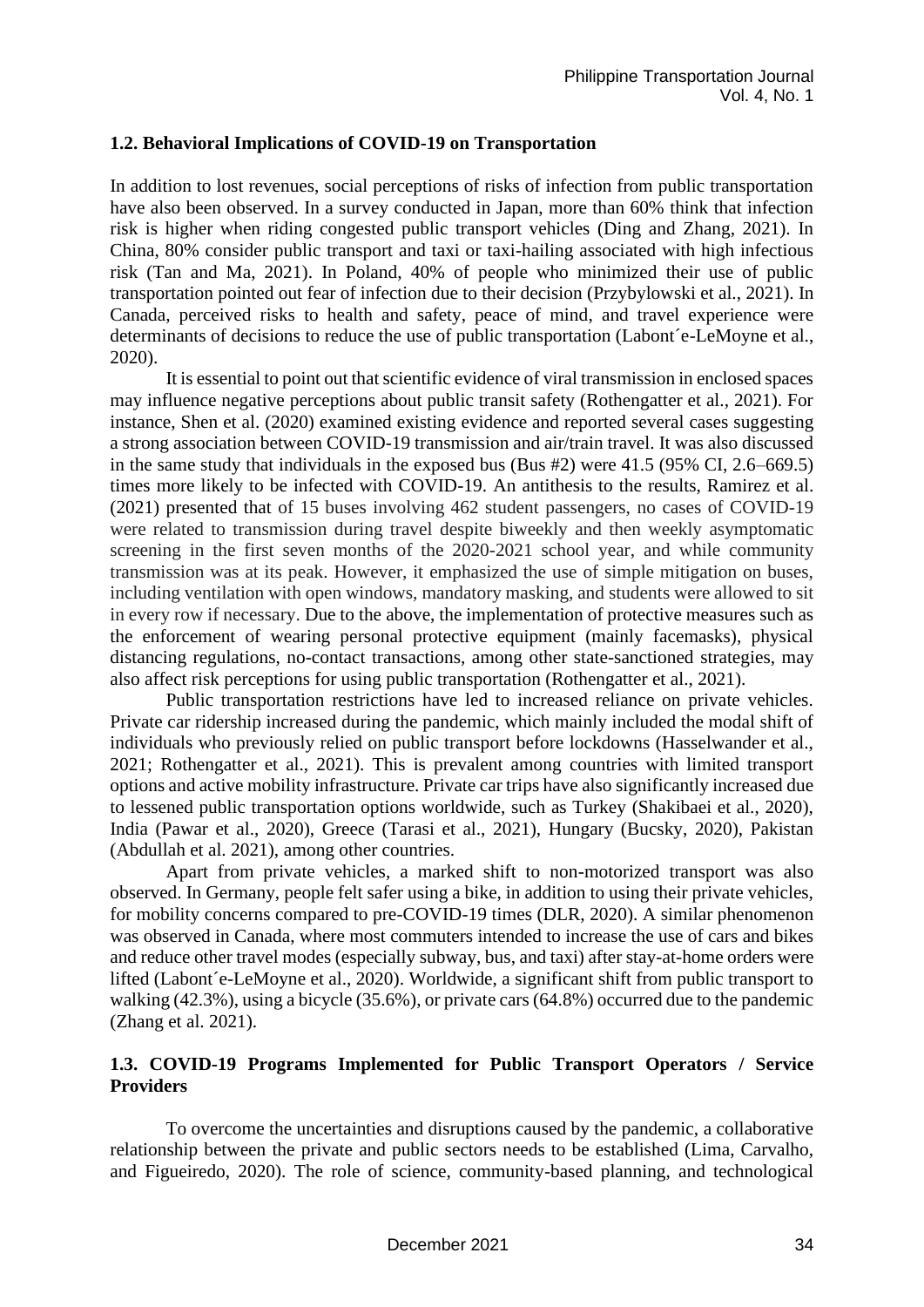### 1.2. Behavioral Implications of COVID-19 on Transportation

In addition to lost revenues, social perceptions of risks of infection from public transportation have also been observed. In a survey conducted in Japan, more than 60% think that infection risk is higher when riding congested public transport vehicles (Ding and Zhang, 2021). In China, 80% consider public transport and taxi or taxi-hailing associated with high infectious risk (Tan and Ma, 2021). In Poland, 40% of people who minimized their use of public transportation pointed out fear of infection due to their decision (Przybylowski et al., 2021). In Canada, perceived risks to health and safety, peace of mind, and travel experience were determinants of decisions to reduce the use of public transportation (Labont´e-LeMoyne et al., 2020).

It is essential to point out that scientific evidence of viral transmission in enclosed spaces may influence negative perceptions about public transit safety (Rothengatter et al., 2021). For instance, Shen et al. (2020) examined existing evidence and reported several cases suggesting a strong association between COVID-19 transmission and air/train travel. It was also discussed in the same study that individuals in the exposed bus (Bus #2) were 41.5 (95% CI, 2.6–669.5) times more likely to be infected with COVID-19. An antithesis to the results, Ramirez et al. (2021) presented that of 15 buses involving 462 student passengers, no cases of COVID-19 were related to transmission during travel despite biweekly and then weekly asymptomatic screening in the first seven months of the 2020-2021 school year, and while community transmission was at its peak. However, it emphasized the use of simple mitigation on buses, including ventilation with open windows, mandatory masking, and students were allowed to sit in every row if necessary. Due to the above, the implementation of protective measures such as the enforcement of wearing personal protective equipment (mainly facemasks), physical distancing regulations, no-contact transactions, among other state-sanctioned strategies, may also affect risk perceptions for using public transportation (Rothengatter et al., 2021).

Public transportation restrictions have led to increased reliance on private vehicles. Private car ridership increased during the pandemic, which mainly included the modal shift of individuals who previously relied on public transport before lockdowns (Hasselwander et al., 2021; Rothengatter et al., 2021). This is prevalent among countries with limited transport options and active mobility infrastructure. Private car trips have also significantly increased due to lessened public transportation options worldwide, such as Turkey (Shakibaei et al., 2020), India (Pawar et al., 2020), Greece (Tarasi et al., 2021), Hungary (Bucsky, 2020), Pakistan (Abdullah et al. 2021), among other countries.

Apart from private vehicles, a marked shift to non-motorized transport was also observed. In Germany, people felt safer using a bike, in addition to using their private vehicles, for mobility concerns compared to pre-COVID-19 times (DLR, 2020). A similar phenomenon was observed in Canada, where most commuters intended to increase the use of cars and bikes and reduce other travel modes (especially subway, bus, and taxi) after stay-at-home orders were lifted (Labont´e-LeMoyne et al., 2020). Worldwide, a significant shift from public transport to walking (42.3%), using a bicycle (35.6%), or private cars (64.8%) occurred due to the pandemic (Zhang et al. 2021).

### 1.3. COVID-19 Programs Implemented for Public Transport Operators / Service Providers

To overcome the uncertainties and disruptions caused by the pandemic, a collaborative relationship between the private and public sectors needs to be established (Lima, Carvalho, and Figueiredo, 2020). The role of science, community-based planning, and technological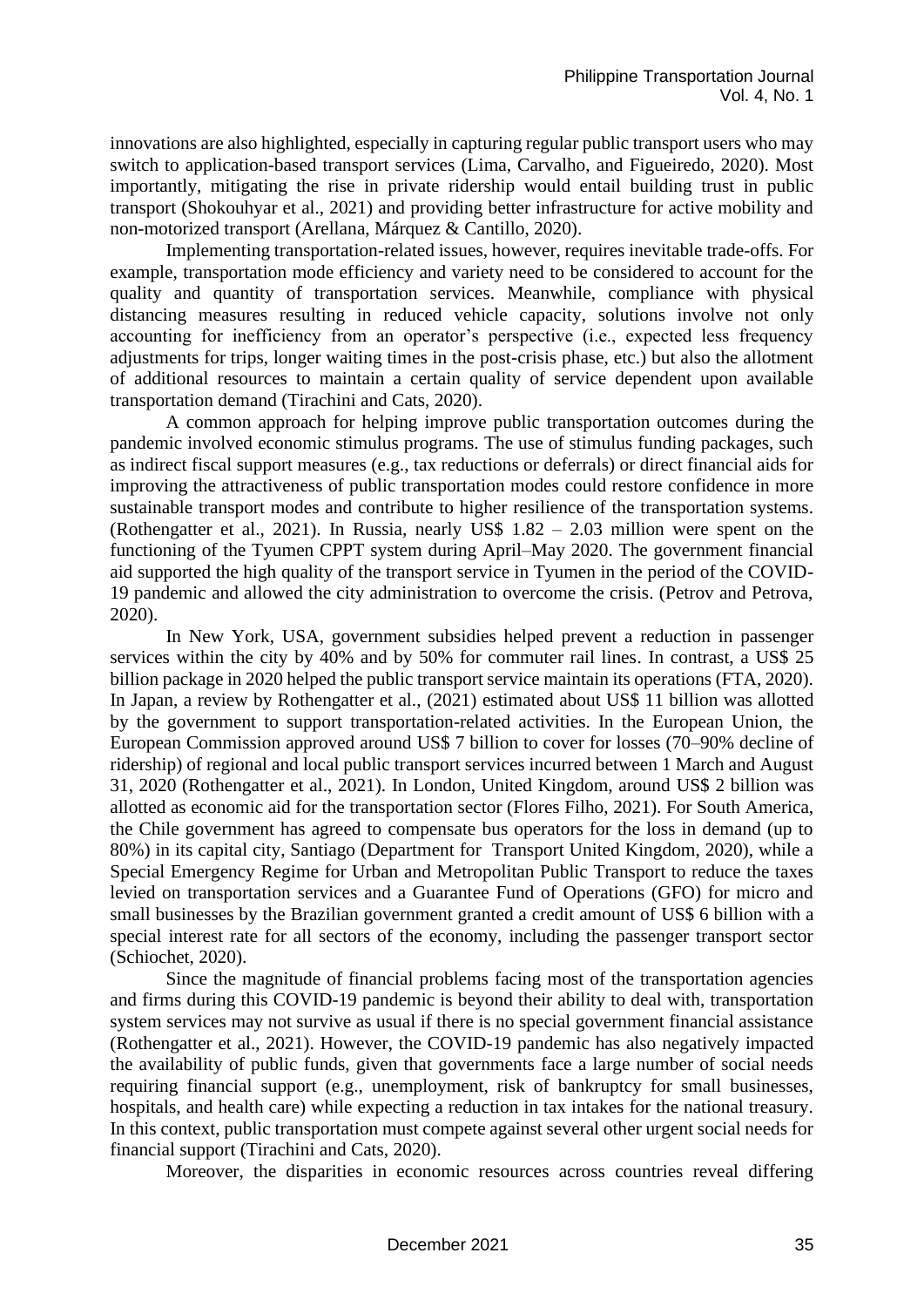innovations are also highlighted, especially in capturing regular public transport users who may switch to application-based transport services (Lima, Carvalho, and Figueiredo, 2020). Most importantly, mitigating the rise in private ridership would entail building trust in public transport (Shokouhyar et al., 2021) and providing better infrastructure for active mobility and non-motorized transport (Arellana, Márquez & Cantillo, 2020).

Implementing transportation-related issues, however, requires inevitable trade-offs. For example, transportation mode efficiency and variety need to be considered to account for the quality and quantity of transportation services. Meanwhile, compliance with physical distancing measures resulting in reduced vehicle capacity, solutions involve not only accounting for inefficiency from an operator's perspective (i.e., expected less frequency adjustments for trips, longer waiting times in the post-crisis phase, etc.) but also the allotment of additional resources to maintain a certain quality of service dependent upon available transportation demand (Tirachini and Cats, 2020).

A common approach for helping improve public transportation outcomes during the pandemic involved economic stimulus programs. The use of stimulus funding packages, such as indirect fiscal support measures (e.g., tax reductions or deferrals) or direct financial aids for improving the attractiveness of public transportation modes could restore confidence in more sustainable transport modes and contribute to higher resilience of the transportation systems. (Rothengatter et al., 2021). In Russia, nearly US$ 1.82 – 2.03 million were spent on the functioning of the Tyumen CPPT system during April–May 2020. The government financial aid supported the high quality of the transport service in Tyumen in the period of the COVID-19 pandemic and allowed the city administration to overcome the crisis. (Petrov and Petrova, 2020).

In New York, USA, government subsidies helped prevent a reduction in passenger services within the city by 40% and by 50% for commuter rail lines. In contrast, a US$ 25 billion package in 2020 helped the public transport service maintain its operations (FTA, 2020). In Japan, a review by Rothengatter et al., (2021) estimated about US$ 11 billion was allotted by the government to support transportation-related activities. In the European Union, the European Commission approved around US$ 7 billion to cover for losses (70–90% decline of ridership) of regional and local public transport services incurred between 1 March and August 31, 2020 (Rothengatter et al., 2021). In London, United Kingdom, around US$ 2 billion was allotted as economic aid for the transportation sector (Flores Filho, 2021). For South America, the Chile government has agreed to compensate bus operators for the loss in demand (up to 80%) in its capital city, Santiago (Department for Transport United Kingdom, 2020), while a Special Emergency Regime for Urban and Metropolitan Public Transport to reduce the taxes levied on transportation services and a Guarantee Fund of Operations (GFO) for micro and small businesses by the Brazilian government granted a credit amount of US$ 6 billion with a special interest rate for all sectors of the economy, including the passenger transport sector (Schiochet, 2020).

Since the magnitude of financial problems facing most of the transportation agencies and firms during this COVID-19 pandemic is beyond their ability to deal with, transportation system services may not survive as usual if there is no special government financial assistance (Rothengatter et al., 2021). However, the COVID-19 pandemic has also negatively impacted the availability of public funds, given that governments face a large number of social needs requiring financial support (e.g., unemployment, risk of bankruptcy for small businesses, hospitals, and health care) while expecting a reduction in tax intakes for the national treasury. In this context, public transportation must compete against several other urgent social needs for financial support (Tirachini and Cats, 2020).

Moreover, the disparities in economic resources across countries reveal differing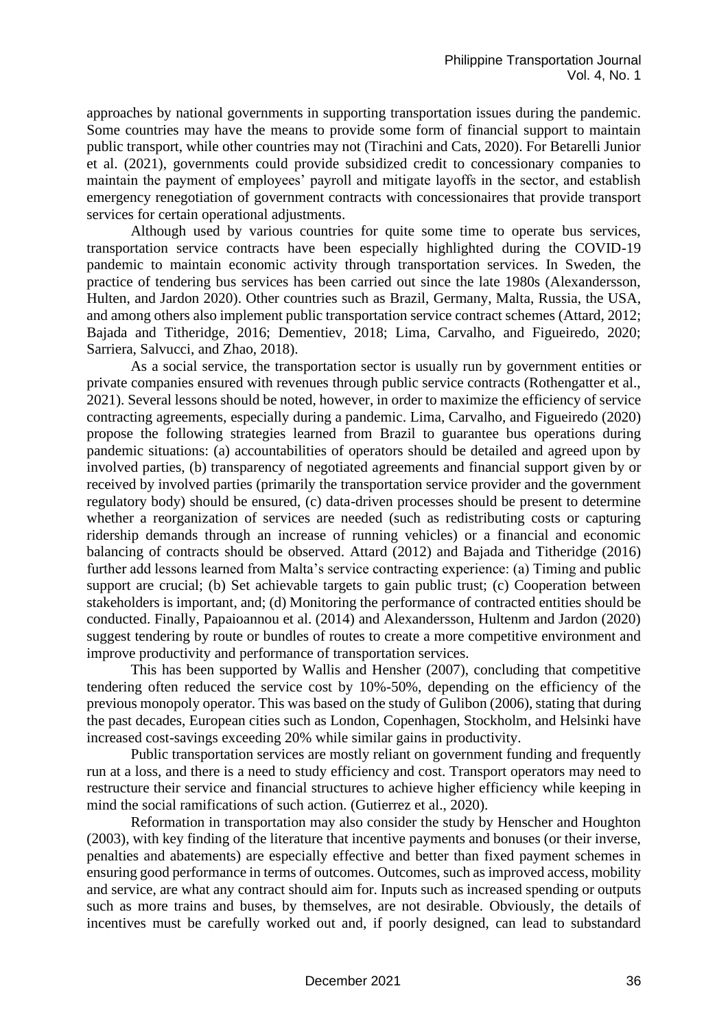approaches by national governments in supporting transportation issues during the pandemic. Some countries may have the means to provide some form of financial support to maintain public transport, while other countries may not (Tirachini and Cats, 2020). For Betarelli Junior et al. (2021), governments could provide subsidized credit to concessionary companies to maintain the payment of employees' payroll and mitigate layoffs in the sector, and establish emergency renegotiation of government contracts with concessionaires that provide transport services for certain operational adjustments.

Although used by various countries for quite some time to operate bus services, transportation service contracts have been especially highlighted during the COVID-19 pandemic to maintain economic activity through transportation services. In Sweden, the practice of tendering bus services has been carried out since the late 1980s (Alexandersson, Hulten, and Jardon 2020). Other countries such as Brazil, Germany, Malta, Russia, the USA, and among others also implement public transportation service contract schemes (Attard, 2012; Bajada and Titheridge, 2016; Dementiev, 2018; Lima, Carvalho, and Figueiredo, 2020; Sarriera, Salvucci, and Zhao, 2018).

As a social service, the transportation sector is usually run by government entities or private companies ensured with revenues through public service contracts (Rothengatter et al., 2021). Several lessons should be noted, however, in order to maximize the efficiency of service contracting agreements, especially during a pandemic. Lima, Carvalho, and Figueiredo (2020) propose the following strategies learned from Brazil to guarantee bus operations during pandemic situations: (a) accountabilities of operators should be detailed and agreed upon by involved parties, (b) transparency of negotiated agreements and financial support given by or received by involved parties (primarily the transportation service provider and the government regulatory body) should be ensured, (c) data-driven processes should be present to determine whether a reorganization of services are needed (such as redistributing costs or capturing ridership demands through an increase of running vehicles) or a financial and economic balancing of contracts should be observed. Attard (2012) and Bajada and Titheridge (2016) further add lessons learned from Malta's service contracting experience: (a) Timing and public support are crucial; (b) Set achievable targets to gain public trust; (c) Cooperation between stakeholders is important, and; (d) Monitoring the performance of contracted entities should be conducted. Finally, Papaioannou et al. (2014) and Alexandersson, Hultenm and Jardon (2020) suggest tendering by route or bundles of routes to create a more competitive environment and improve productivity and performance of transportation services.

This has been supported by Wallis and Hensher (2007), concluding that competitive tendering often reduced the service cost by 10%-50%, depending on the efficiency of the previous monopoly operator. This was based on the study of Gulibon (2006), stating that during the past decades, European cities such as London, Copenhagen, Stockholm, and Helsinki have increased cost-savings exceeding 20% while similar gains in productivity.

Public transportation services are mostly reliant on government funding and frequently run at a loss, and there is a need to study efficiency and cost. Transport operators may need to restructure their service and financial structures to achieve higher efficiency while keeping in mind the social ramifications of such action. (Gutierrez et al., 2020).

Reformation in transportation may also consider the study by Henscher and Houghton (2003), with key finding of the literature that incentive payments and bonuses (or their inverse, penalties and abatements) are especially effective and better than fixed payment schemes in ensuring good performance in terms of outcomes. Outcomes, such as improved access, mobility and service, are what any contract should aim for. Inputs such as increased spending or outputs such as more trains and buses, by themselves, are not desirable. Obviously, the details of incentives must be carefully worked out and, if poorly designed, can lead to substandard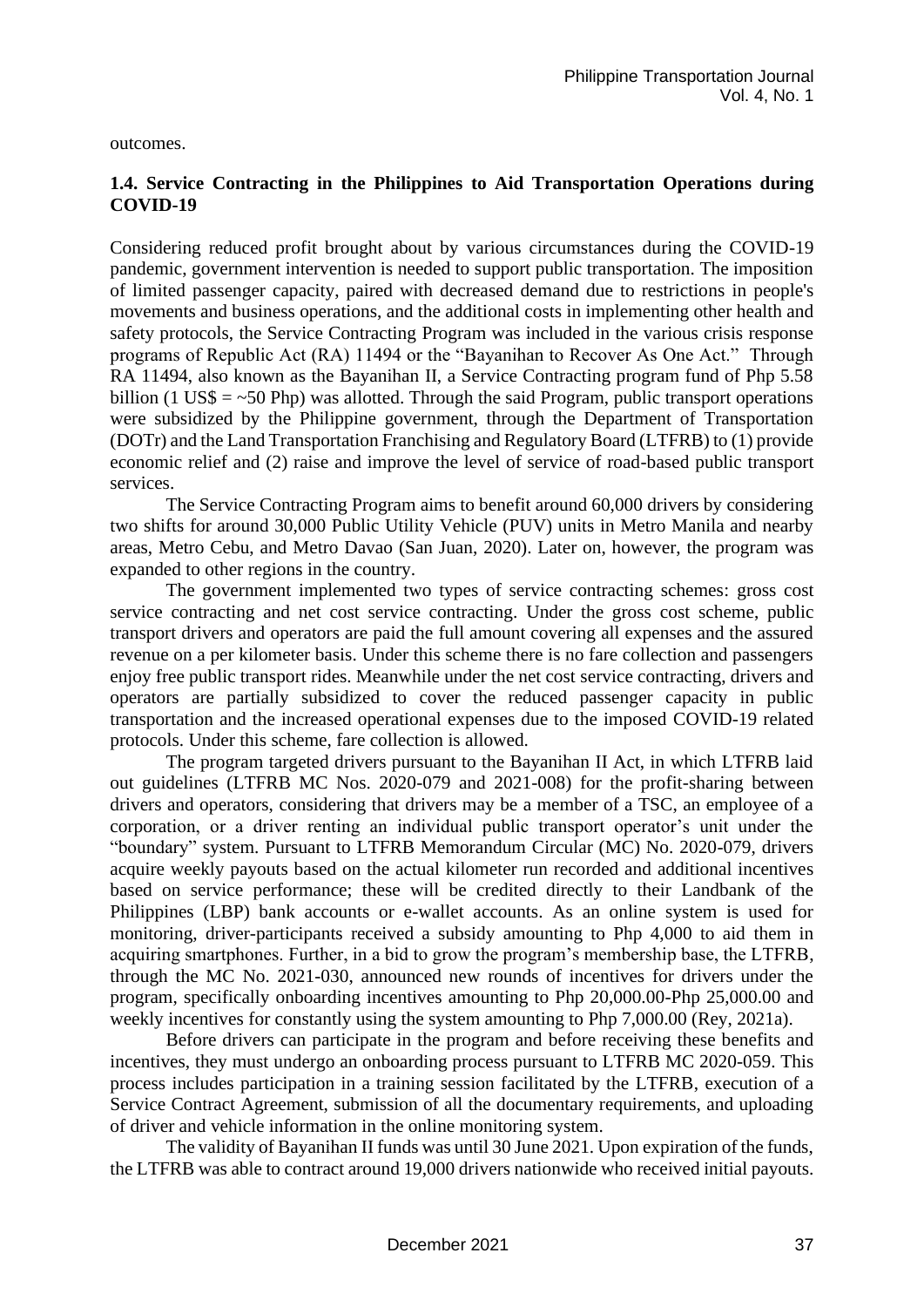outcomes.

### 1.4. Service Contracting in the Philippines to Aid Transportation Operations during COVID-19

Considering reduced profit brought about by various circumstances during the COVID-19 pandemic, government intervention is needed to support public transportation. The imposition of limited passenger capacity, paired with decreased demand due to restrictions in people's movements and business operations, and the additional costs in implementing other health and safety protocols, the Service Contracting Program was included in the various crisis response programs of Republic Act (RA) 11494 or the "Bayanihan to Recover As One Act." Through RA 11494, also known as the Bayanihan II, a Service Contracting program fund of Php 5.58 billion (1 US$ = ~50 Php) was allotted. Through the said Program, public transport operations were subsidized by the Philippine government, through the Department of Transportation (DOTr) and the Land Transportation Franchising and Regulatory Board (LTFRB) to (1) provide economic relief and (2) raise and improve the level of service of road-based public transport services.

The Service Contracting Program aims to benefit around 60,000 drivers by considering two shifts for around 30,000 Public Utility Vehicle (PUV) units in Metro Manila and nearby areas, Metro Cebu, and Metro Davao (San Juan, 2020). Later on, however, the program was expanded to other regions in the country.

The government implemented two types of service contracting schemes: gross cost service contracting and net cost service contracting. Under the gross cost scheme, public transport drivers and operators are paid the full amount covering all expenses and the assured revenue on a per kilometer basis. Under this scheme there is no fare collection and passengers enjoy free public transport rides. Meanwhile under the net cost service contracting, drivers and operators are partially subsidized to cover the reduced passenger capacity in public transportation and the increased operational expenses due to the imposed COVID-19 related protocols. Under this scheme, fare collection is allowed.

The program targeted drivers pursuant to the Bayanihan II Act, in which LTFRB laid out guidelines (LTFRB MC Nos. 2020-079 and 2021-008) for the profit-sharing between drivers and operators, considering that drivers may be a member of a TSC, an employee of a corporation, or a driver renting an individual public transport operator's unit under the "boundary" system. Pursuant to LTFRB Memorandum Circular (MC) No. 2020-079, drivers acquire weekly payouts based on the actual kilometer run recorded and additional incentives based on service performance; these will be credited directly to their Landbank of the Philippines (LBP) bank accounts or e-wallet accounts. As an online system is used for monitoring, driver-participants received a subsidy amounting to Php 4,000 to aid them in acquiring smartphones. Further, in a bid to grow the program's membership base, the LTFRB, through the MC No. 2021-030, announced new rounds of incentives for drivers under the program, specifically onboarding incentives amounting to Php 20,000.00-Php 25,000.00 and weekly incentives for constantly using the system amounting to Php 7,000.00 (Rey, 2021a).

Before drivers can participate in the program and before receiving these benefits and incentives, they must undergo an onboarding process pursuant to LTFRB MC 2020-059. This process includes participation in a training session facilitated by the LTFRB, execution of a Service Contract Agreement, submission of all the documentary requirements, and uploading of driver and vehicle information in the online monitoring system.

The validity of Bayanihan II funds was until 30 June 2021. Upon expiration of the funds, the LTFRB was able to contract around 19,000 drivers nationwide who received initial payouts.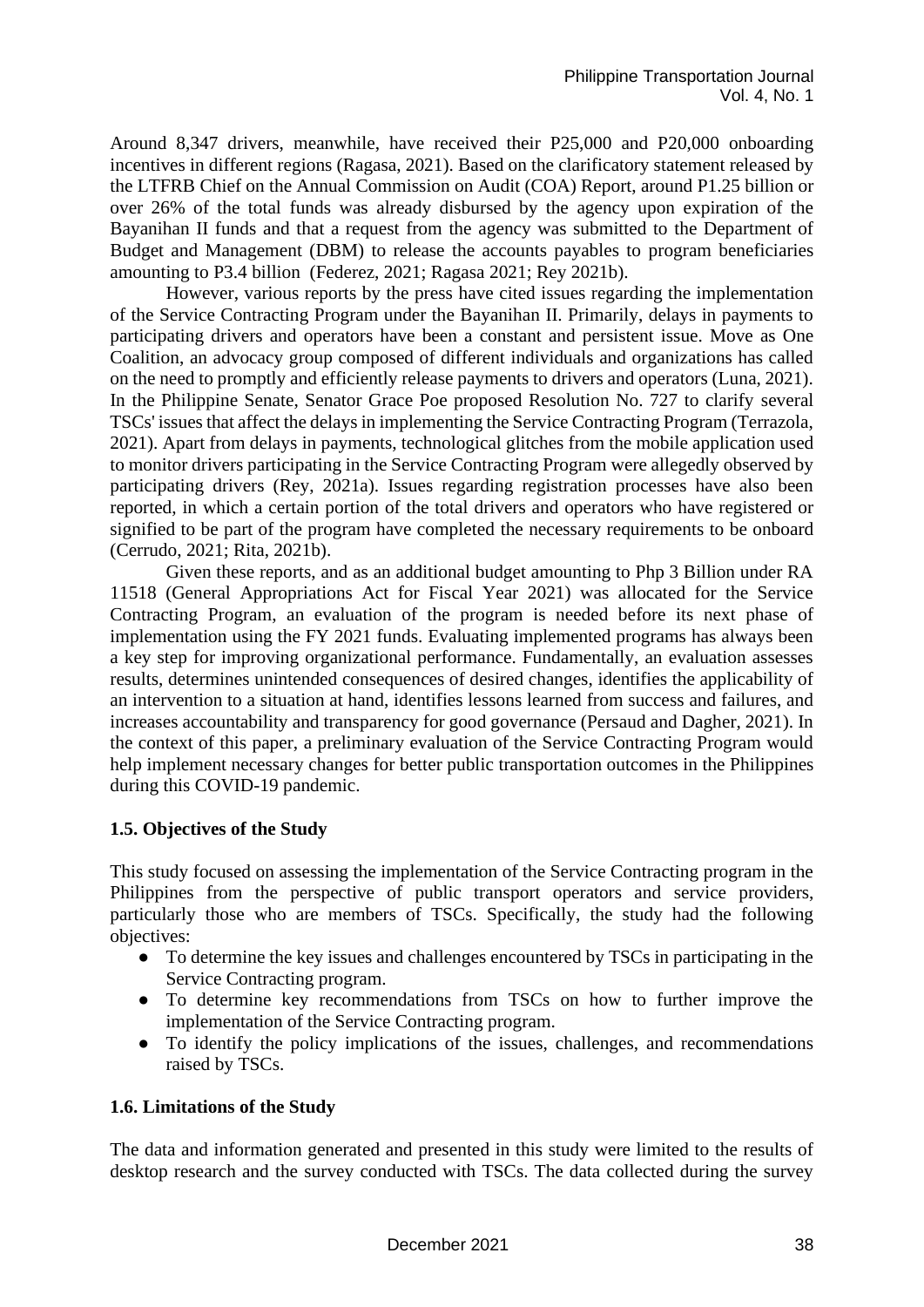Around 8,347 drivers, meanwhile, have received their P25,000 and P20,000 onboarding incentives in different regions (Ragasa, 2021). Based on the clarificatory statement released by the LTFRB Chief on the Annual Commission on Audit (COA) Report, around P1.25 billion or over 26% of the total funds was already disbursed by the agency upon expiration of the Bayanihan II funds and that a request from the agency was submitted to the Department of Budget and Management (DBM) to release the accounts payables to program beneficiaries amounting to P3.4 billion (Federez, 2021; Ragasa 2021; Rey 2021b).

However, various reports by the press have cited issues regarding the implementation of the Service Contracting Program under the Bayanihan II. Primarily, delays in payments to participating drivers and operators have been a constant and persistent issue. Move as One Coalition, an advocacy group composed of different individuals and organizations has called on the need to promptly and efficiently release payments to drivers and operators (Luna, 2021). In the Philippine Senate, Senator Grace Poe proposed Resolution No. 727 to clarify several TSCs' issues that affect the delays in implementing the Service Contracting Program (Terrazola, 2021). Apart from delays in payments, technological glitches from the mobile application used to monitor drivers participating in the Service Contracting Program were allegedly observed by participating drivers (Rey, 2021a). Issues regarding registration processes have also been reported, in which a certain portion of the total drivers and operators who have registered or signified to be part of the program have completed the necessary requirements to be onboard (Cerrudo, 2021; Rita, 2021b).

Given these reports, and as an additional budget amounting to Php 3 Billion under RA 11518 (General Appropriations Act for Fiscal Year 2021) was allocated for the Service Contracting Program, an evaluation of the program is needed before its next phase of implementation using the FY 2021 funds. Evaluating implemented programs has always been a key step for improving organizational performance. Fundamentally, an evaluation assesses results, determines unintended consequences of desired changes, identifies the applicability of an intervention to a situation at hand, identifies lessons learned from success and failures, and increases accountability and transparency for good governance (Persaud and Dagher, 2021). In the context of this paper, a preliminary evaluation of the Service Contracting Program would help implement necessary changes for better public transportation outcomes in the Philippines during this COVID-19 pandemic.

### 1.5. Objectives of the Study

This study focused on assessing the implementation of the Service Contracting program in the Philippines from the perspective of public transport operators and service providers, particularly those who are members of TSCs. Specifically, the study had the following objectives:

- To determine the key issues and challenges encountered by TSCs in participating in the Service Contracting program.
- To determine key recommendations from TSCs on how to further improve the implementation of the Service Contracting program.
- To identify the policy implications of the issues, challenges, and recommendations raised by TSCs.

### 1.6. Limitations of the Study

The data and information generated and presented in this study were limited to the results of desktop research and the survey conducted with TSCs. The data collected during the survey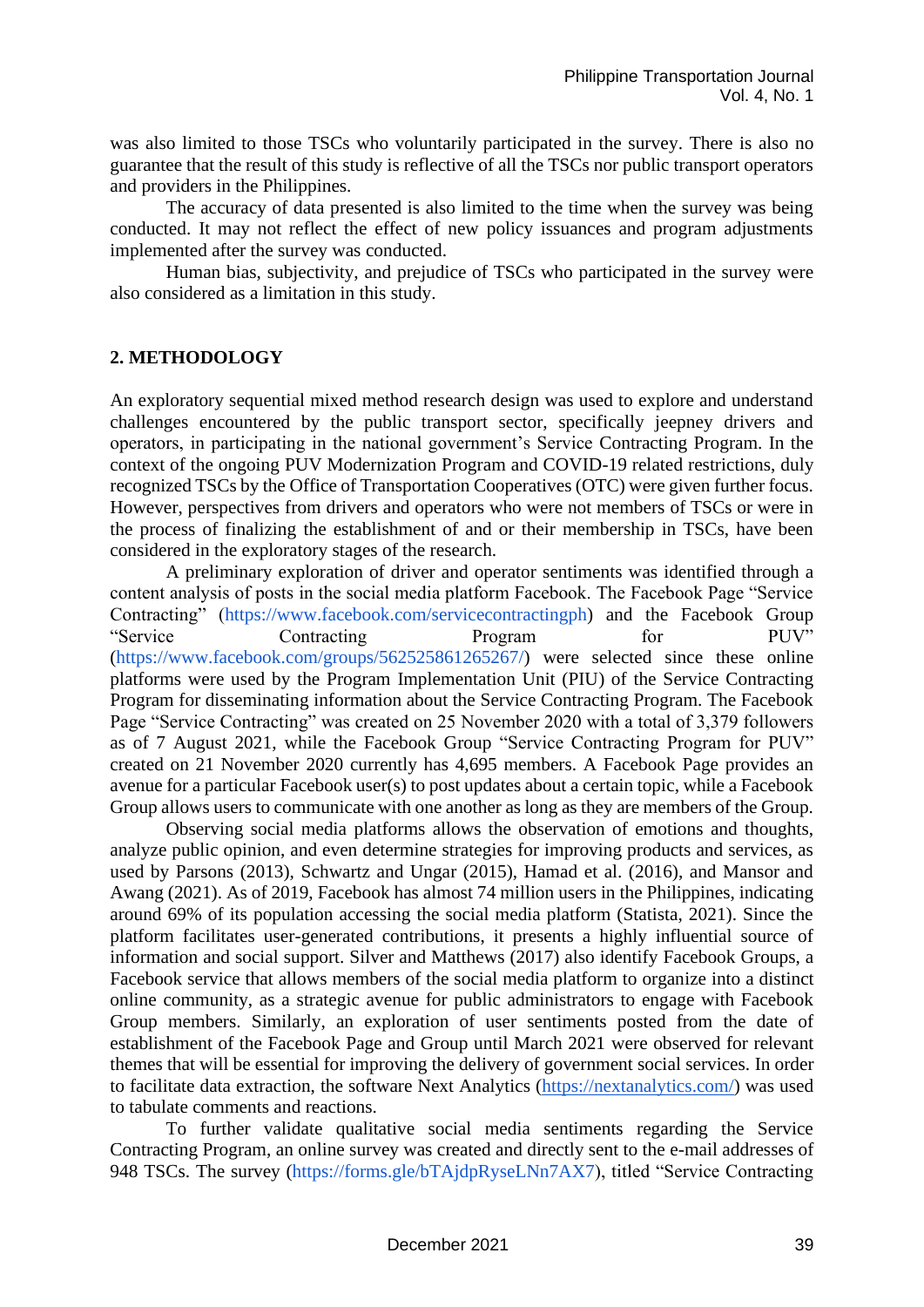was also limited to those TSCs who voluntarily participated in the survey. There is also no guarantee that the result of this study is reflective of all the TSCs nor public transport operators and providers in the Philippines.

The accuracy of data presented is also limited to the time when the survey was being conducted. It may not reflect the effect of new policy issuances and program adjustments implemented after the survey was conducted.

Human bias, subjectivity, and prejudice of TSCs who participated in the survey were also considered as a limitation in this study.

## 2. METHODOLOGY

An exploratory sequential mixed method research design was used to explore and understand challenges encountered by the public transport sector, specifically jeepney drivers and operators, in participating in the national government's Service Contracting Program. In the context of the ongoing PUV Modernization Program and COVID-19 related restrictions, duly recognized TSCs by the Office of Transportation Cooperatives (OTC) were given further focus. However, perspectives from drivers and operators who were not members of TSCs or were in the process of finalizing the establishment of and or their membership in TSCs, have been considered in the exploratory stages of the research.

A preliminary exploration of driver and operator sentiments was identified through a content analysis of posts in the social media platform Facebook. The Facebook Page "Service Contracting" (https://www.facebook.com/servicecontractingph) and the Facebook Group "Service Contracting Program for PUV" (https://www.facebook.com/groups/562525861265267/) were selected since these online platforms were used by the Program Implementation Unit (PIU) of the Service Contracting Program for disseminating information about the Service Contracting Program. The Facebook Page "Service Contracting" was created on 25 November 2020 with a total of 3,379 followers as of 7 August 2021, while the Facebook Group "Service Contracting Program for PUV" created on 21 November 2020 currently has 4,695 members. A Facebook Page provides an avenue for a particular Facebook user(s) to post updates about a certain topic, while a Facebook Group allows users to communicate with one another as long as they are members of the Group.

Observing social media platforms allows the observation of emotions and thoughts, analyze public opinion, and even determine strategies for improving products and services, as used by Parsons (2013), Schwartz and Ungar (2015), Hamad et al. (2016), and Mansor and Awang (2021). As of 2019, Facebook has almost 74 million users in the Philippines, indicating around 69% of its population accessing the social media platform (Statista, 2021). Since the platform facilitates user-generated contributions, it presents a highly influential source of information and social support. Silver and Matthews (2017) also identify Facebook Groups, a Facebook service that allows members of the social media platform to organize into a distinct online community, as a strategic avenue for public administrators to engage with Facebook Group members. Similarly, an exploration of user sentiments posted from the date of establishment of the Facebook Page and Group until March 2021 were observed for relevant themes that will be essential for improving the delivery of government social services. In order to facilitate data extraction, the software Next Analytics (https://nextanalytics.com/) was used to tabulate comments and reactions.

To further validate qualitative social media sentiments regarding the Service Contracting Program, an online survey was created and directly sent to the e-mail addresses of 948 TSCs. The survey (https://forms.gle/bTAjdpRyseLNn7AX7), titled "Service Contracting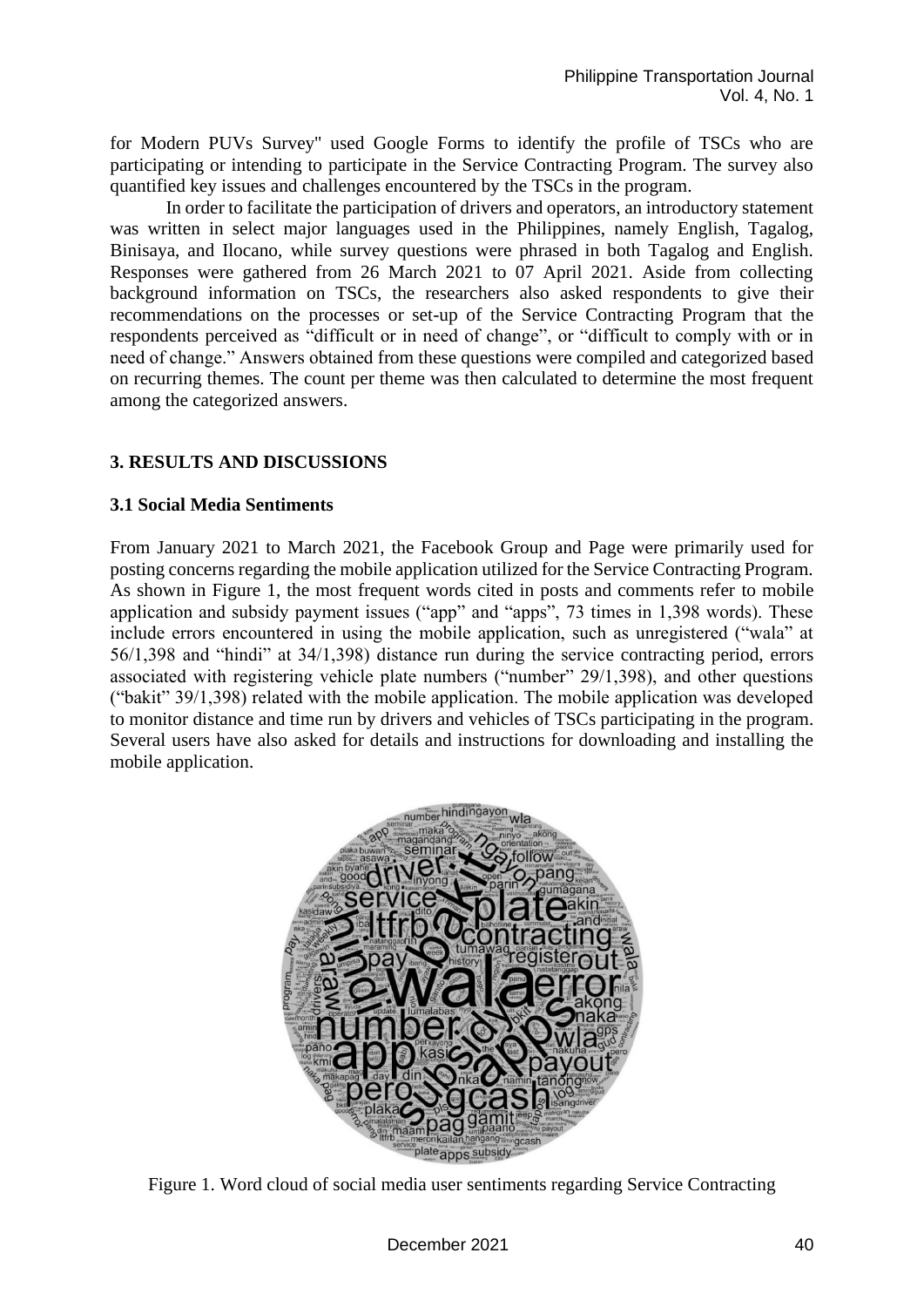for Modern PUVs Survey" used Google Forms to identify the profile of TSCs who are participating or intending to participate in the Service Contracting Program. The survey also quantified key issues and challenges encountered by the TSCs in the program.

In order to facilitate the participation of drivers and operators, an introductory statement was written in select major languages used in the Philippines, namely English, Tagalog, Binisaya, and Ilocano, while survey questions were phrased in both Tagalog and English. Responses were gathered from 26 March 2021 to 07 April 2021. Aside from collecting background information on TSCs, the researchers also asked respondents to give their recommendations on the processes or set-up of the Service Contracting Program that the respondents perceived as "difficult or in need of change", or "difficult to comply with or in need of change." Answers obtained from these questions were compiled and categorized based on recurring themes. The count per theme was then calculated to determine the most frequent among the categorized answers.

## 3. RESULTS AND DISCUSSIONS

### 3.1 Social Media Sentiments

From January 2021 to March 2021, the Facebook Group and Page were primarily used for posting concerns regarding the mobile application utilized for the Service Contracting Program. As shown in Figure 1, the most frequent words cited in posts and comments refer to mobile application and subsidy payment issues ("app" and "apps", 73 times in 1,398 words). These include errors encountered in using the mobile application, such as unregistered ("wala" at 56/1,398 and "hindi" at 34/1,398) distance run during the service contracting period, errors associated with registering vehicle plate numbers ("number" 29/1,398), and other questions ("bakit" 39/1,398) related with the mobile application. The mobile application was developed to monitor distance and time run by drivers and vehicles of TSCs participating in the program. Several users have also asked for details and instructions for downloading and installing the mobile application.

Figure 1. Word cloud of social media user sentiments regarding Service Contracting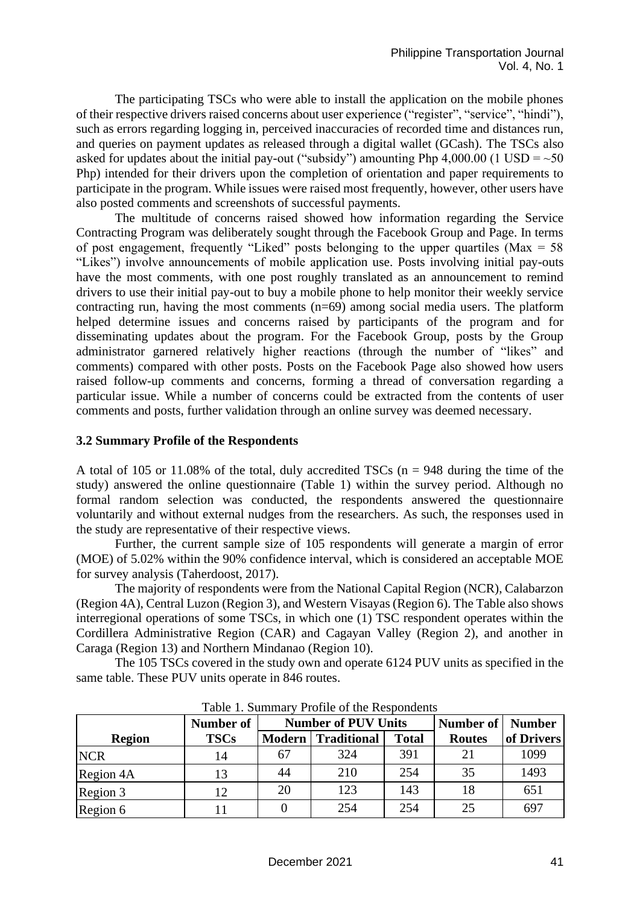The participating TSCs who were able to install the application on the mobile phones of their respective drivers raised concerns about user experience ("register", "service", "hindi"), such as errors regarding logging in, perceived inaccuracies of recorded time and distances run, and queries on payment updates as released through a digital wallet (GCash). The TSCs also asked for updates about the initial pay-out ("subsidy") amounting Php 4,000.00 (1 USD = ~50 Php) intended for their drivers upon the completion of orientation and paper requirements to participate in the program. While issues were raised most frequently, however, other users have also posted comments and screenshots of successful payments.

The multitude of concerns raised showed how information regarding the Service Contracting Program was deliberately sought through the Facebook Group and Page. In terms of post engagement, frequently "Liked" posts belonging to the upper quartiles (Max = 58 "Likes") involve announcements of mobile application use. Posts involving initial pay-outs have the most comments, with one post roughly translated as an announcement to remind drivers to use their initial pay-out to buy a mobile phone to help monitor their weekly service contracting run, having the most comments (n=69) among social media users. The platform helped determine issues and concerns raised by participants of the program and for disseminating updates about the program. For the Facebook Group, posts by the Group administrator garnered relatively higher reactions (through the number of "likes" and comments) compared with other posts. Posts on the Facebook Page also showed how users raised follow-up comments and concerns, forming a thread of conversation regarding a particular issue. While a number of concerns could be extracted from the contents of user comments and posts, further validation through an online survey was deemed necessary.

### 3.2 Summary Profile of the Respondents

A total of 105 or 11.08% of the total, duly accredited TSCs (n = 948 during the time of the study) answered the online questionnaire (Table 1) within the survey period. Although no formal random selection was conducted, the respondents answered the questionnaire voluntarily and without external nudges from the researchers. As such, the responses used in the study are representative of their respective views.

Further, the current sample size of 105 respondents will generate a margin of error (MOE) of 5.02% within the 90% confidence interval, which is considered an acceptable MOE for survey analysis (Taherdoost, 2017).

The majority of respondents were from the National Capital Region (NCR), Calabarzon (Region 4A), Central Luzon (Region 3), and Western Visayas (Region 6). The Table also shows interregional operations of some TSCs, in which one (1) TSC respondent operates within the Cordillera Administrative Region (CAR) and Cagayan Valley (Region 2), and another in Caraga (Region 13) and Northern Mindanao (Region 10).

The 105 TSCs covered in the study own and operate 6124 PUV units as specified in the same table. These PUV units operate in 846 routes.

Table 1. Summary Profile of the Respondents

| Region | Number of TSCs | Number of PUV Units | | | Number of Routes | Number of Drivers |
|---|---|---|---|---|---|---|
| | | Modern | Traditional | Total | | |
| NCR | 14 | 67 | 324 | 391 | 21 | 1099 |
| Region 4A | 13 | 44 | 210 | 254 | 35 | 1493 |
| Region 3 | 12 | 20 | 123 | 143 | 18 | 651 |
| Region 6 | 11 | 0 | 254 | 254 | 25 | 697 |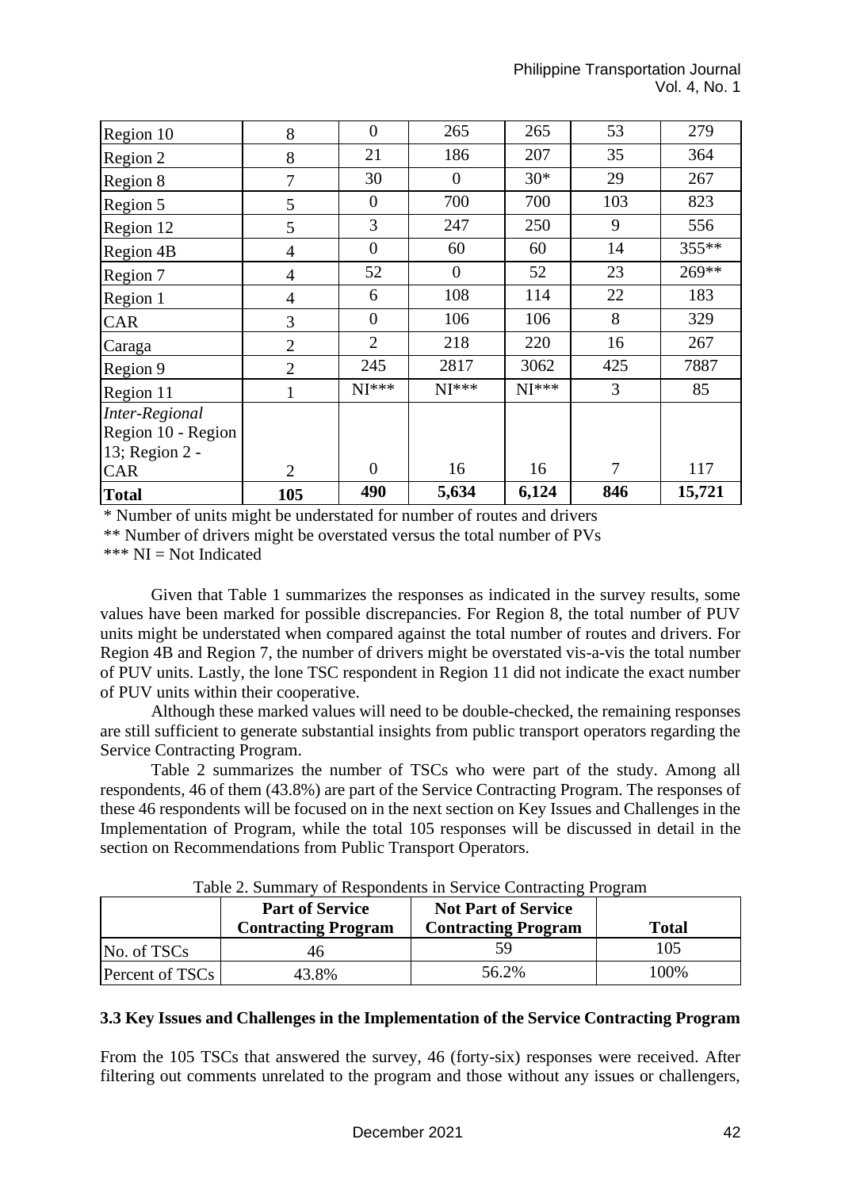| Region 10 | 8 | 0 | 265 | 265 | 53 | 279 |
|---|---|---|---|---|---|---|
| Region 2 | 8 | 21 | 186 | 207 | 35 | 364 |
| Region 8 | 7 | 30 | 0 | 30* | 29 | 267 |
| Region 5 | 5 | 0 | 700 | 700 | 103 | 823 |
| Region 12 | 5 | 3 | 247 | 250 | 9 | 556 |
| Region 4B | 4 | 0 | 60 | 60 | 14 | 355** |
| Region 7 | 4 | 52 | 0 | 52 | 23 | 269** |
| Region 1 | 4 | 6 | 108 | 114 | 22 | 183 |
| CAR | 3 | 0 | 106 | 106 | 8 | 329 |
| Caraga | 2 | 2 | 218 | 220 | 16 | 267 |
| Region 9 | 2 | 245 | 2817 | 3062 | 425 | 7887 |
| Region 11 | 1 | NI*** | NI*** | NI*** | 3 | 85 |
| *Inter-Regional* Region 10 - Region 13; Region 2 - CAR | 2 | 0 | 16 | 16 | 7 | 117 |
| **Total** | **105** | **490** | **5,634** | **6,124** | **846** | **15,721** |

\* Number of units might be understated for number of routes and drivers

** Number of drivers might be overstated versus the total number of PVs

*** NI = Not Indicated

Given that Table 1 summarizes the responses as indicated in the survey results, some values have been marked for possible discrepancies. For Region 8, the total number of PUV units might be understated when compared against the total number of routes and drivers. For Region 4B and Region 7, the number of drivers might be overstated vis-a-vis the total number of PUV units. Lastly, the lone TSC respondent in Region 11 did not indicate the exact number of PUV units within their cooperative.

Although these marked values will need to be double-checked, the remaining responses are still sufficient to generate substantial insights from public transport operators regarding the Service Contracting Program.

Table 2 summarizes the number of TSCs who were part of the study. Among all respondents, 46 of them (43.8%) are part of the Service Contracting Program. The responses of these 46 respondents will be focused on in the next section on Key Issues and Challenges in the Implementation of Program, while the total 105 responses will be discussed in detail in the section on Recommendations from Public Transport Operators.

Table 2. Summary of Respondents in Service Contracting Program

| | **Part of Service Contracting Program** | **Not Part of Service Contracting Program** | **Total** |
|---|---|---|---|
| No. of TSCs | 46 | 59 | 105 |
| Percent of TSCs | 43.8% | 56.2% | 100% |

### 3.3 Key Issues and Challenges in the Implementation of the Service Contracting Program

From the 105 TSCs that answered the survey, 46 (forty-six) responses were received. After filtering out comments unrelated to the program and those without any issues or challengers,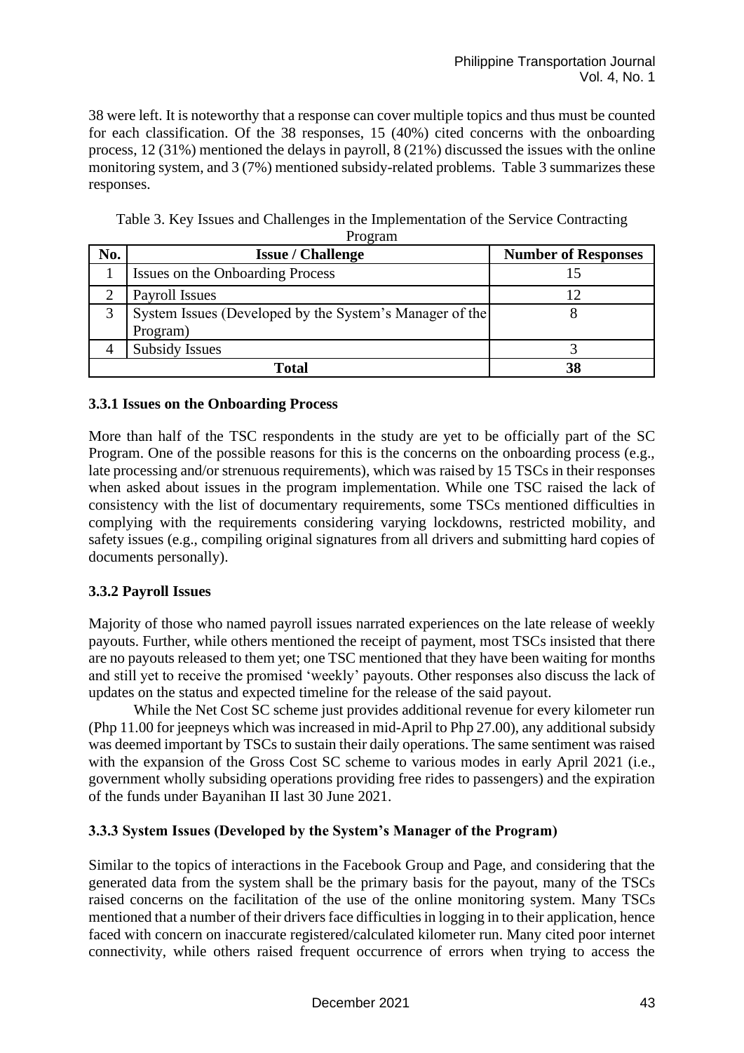38 were left. It is noteworthy that a response can cover multiple topics and thus must be counted for each classification. Of the 38 responses, 15 (40%) cited concerns with the onboarding process, 12 (31%) mentioned the delays in payroll, 8 (21%) discussed the issues with the online monitoring system, and 3 (7%) mentioned subsidy-related problems. Table 3 summarizes these responses.

Table 3. Key Issues and Challenges in the Implementation of the Service Contracting Program

| No. | Issue / Challenge | Number of Responses |
|---|---|---|
| 1 | Issues on the Onboarding Process | 15 |
| 2 | Payroll Issues | 12 |
| 3 | System Issues (Developed by the System's Manager of the Program) | 8 |
| 4 | Subsidy Issues | 3 |
| **Total** | | **38** |

### 3.3.1 Issues on the Onboarding Process

More than half of the TSC respondents in the study are yet to be officially part of the SC Program. One of the possible reasons for this is the concerns on the onboarding process (e.g., late processing and/or strenuous requirements), which was raised by 15 TSCs in their responses when asked about issues in the program implementation. While one TSC raised the lack of consistency with the list of documentary requirements, some TSCs mentioned difficulties in complying with the requirements considering varying lockdowns, restricted mobility, and safety issues (e.g., compiling original signatures from all drivers and submitting hard copies of documents personally).

### 3.3.2 Payroll Issues

Majority of those who named payroll issues narrated experiences on the late release of weekly payouts. Further, while others mentioned the receipt of payment, most TSCs insisted that there are no payouts released to them yet; one TSC mentioned that they have been waiting for months and still yet to receive the promised 'weekly' payouts. Other responses also discuss the lack of updates on the status and expected timeline for the release of the said payout.

While the Net Cost SC scheme just provides additional revenue for every kilometer run (Php 11.00 for jeepneys which was increased in mid-April to Php 27.00), any additional subsidy was deemed important by TSCs to sustain their daily operations. The same sentiment was raised with the expansion of the Gross Cost SC scheme to various modes in early April 2021 (i.e., government wholly subsiding operations providing free rides to passengers) and the expiration of the funds under Bayanihan II last 30 June 2021.

### 3.3.3 System Issues (Developed by the System's Manager of the Program)

Similar to the topics of interactions in the Facebook Group and Page, and considering that the generated data from the system shall be the primary basis for the payout, many of the TSCs raised concerns on the facilitation of the use of the online monitoring system. Many TSCs mentioned that a number of their drivers face difficulties in logging in to their application, hence faced with concern on inaccurate registered/calculated kilometer run. Many cited poor internet connectivity, while others raised frequent occurrence of errors when trying to access the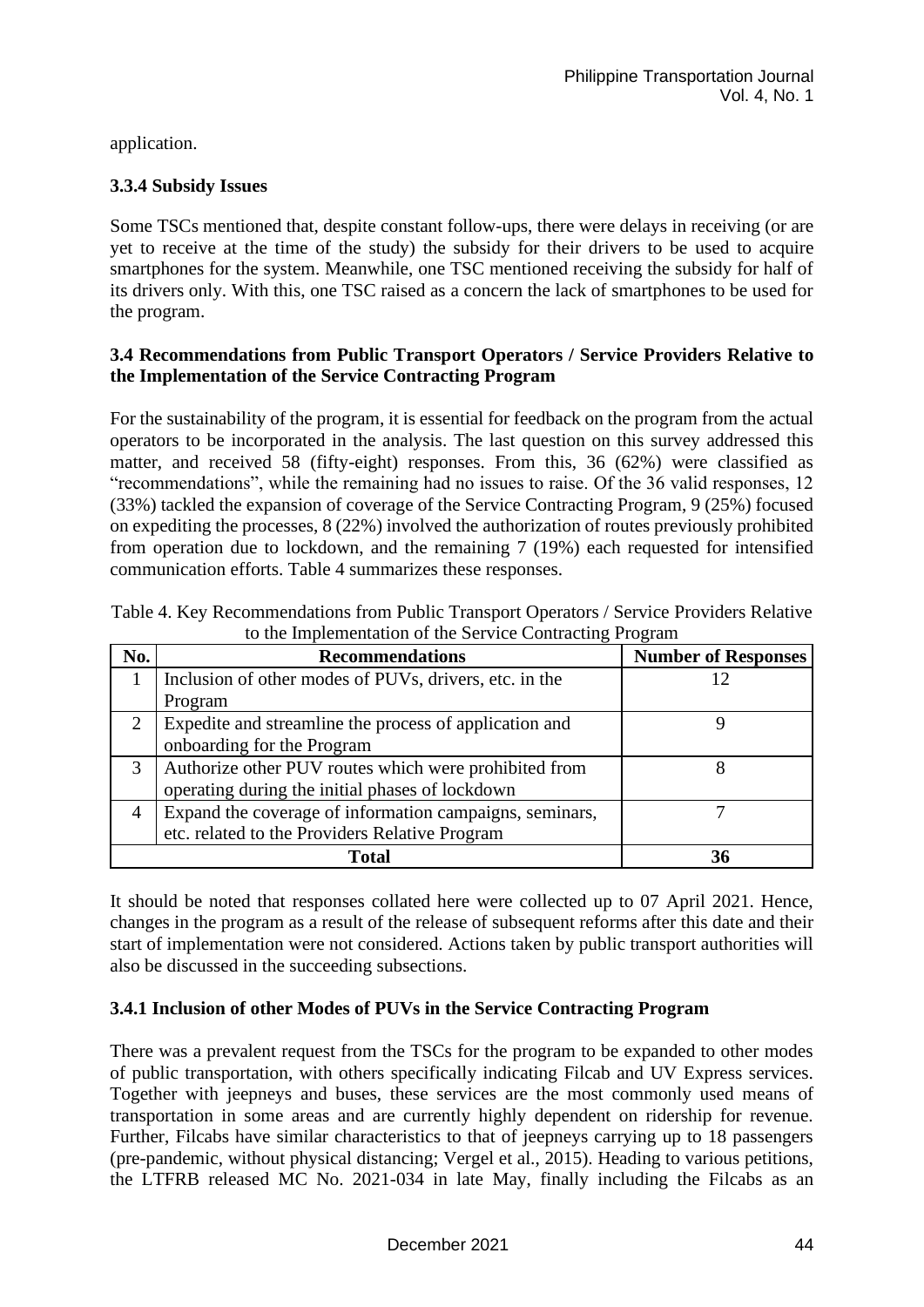application.

### 3.3.4 Subsidy Issues

Some TSCs mentioned that, despite constant follow-ups, there were delays in receiving (or are yet to receive at the time of the study) the subsidy for their drivers to be used to acquire smartphones for the system. Meanwhile, one TSC mentioned receiving the subsidy for half of its drivers only. With this, one TSC raised as a concern the lack of smartphones to be used for the program.

## 3.4 Recommendations from Public Transport Operators / Service Providers Relative to the Implementation of the Service Contracting Program

For the sustainability of the program, it is essential for feedback on the program from the actual operators to be incorporated in the analysis. The last question on this survey addressed this matter, and received 58 (fifty-eight) responses. From this, 36 (62%) were classified as "recommendations", while the remaining had no issues to raise. Of the 36 valid responses, 12 (33%) tackled the expansion of coverage of the Service Contracting Program, 9 (25%) focused on expediting the processes, 8 (22%) involved the authorization of routes previously prohibited from operation due to lockdown, and the remaining 7 (19%) each requested for intensified communication efforts. Table 4 summarizes these responses.

Table 4. Key Recommendations from Public Transport Operators / Service Providers Relative to the Implementation of the Service Contracting Program

| No. | Recommendations | Number of Responses |
|---|---|---|
| 1 | Inclusion of other modes of PUVs, drivers, etc. in the Program | 12 |
| 2 | Expedite and streamline the process of application and onboarding for the Program | 9 |
| 3 | Authorize other PUV routes which were prohibited from operating during the initial phases of lockdown | 8 |
| 4 | Expand the coverage of information campaigns, seminars, etc. related to the Providers Relative Program | 7 |
| **Total** | | **36** |

It should be noted that responses collated here were collected up to 07 April 2021. Hence, changes in the program as a result of the release of subsequent reforms after this date and their start of implementation were not considered. Actions taken by public transport authorities will also be discussed in the succeeding subsections.

### 3.4.1 Inclusion of other Modes of PUVs in the Service Contracting Program

There was a prevalent request from the TSCs for the program to be expanded to other modes of public transportation, with others specifically indicating Filcab and UV Express services. Together with jeepneys and buses, these services are the most commonly used means of transportation in some areas and are currently highly dependent on ridership for revenue. Further, Filcabs have similar characteristics to that of jeepneys carrying up to 18 passengers (pre-pandemic, without physical distancing; Vergel et al., 2015). Heading to various petitions, the LTFRB released MC No. 2021-034 in late May, finally including the Filcabs as an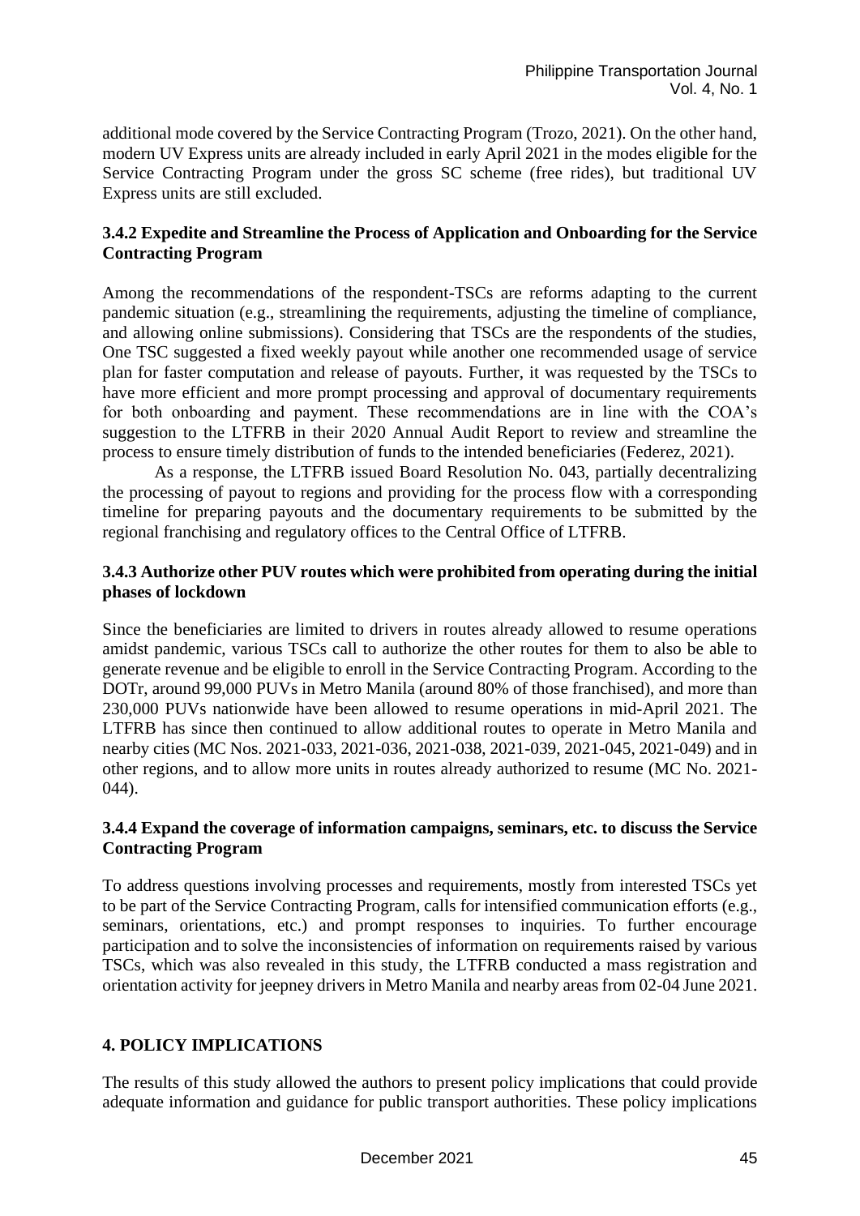additional mode covered by the Service Contracting Program (Trozo, 2021). On the other hand, modern UV Express units are already included in early April 2021 in the modes eligible for the Service Contracting Program under the gross SC scheme (free rides), but traditional UV Express units are still excluded.

### 3.4.2 Expedite and Streamline the Process of Application and Onboarding for the Service Contracting Program

Among the recommendations of the respondent-TSCs are reforms adapting to the current pandemic situation (e.g., streamlining the requirements, adjusting the timeline of compliance, and allowing online submissions). Considering that TSCs are the respondents of the studies, One TSC suggested a fixed weekly payout while another one recommended usage of service plan for faster computation and release of payouts. Further, it was requested by the TSCs to have more efficient and more prompt processing and approval of documentary requirements for both onboarding and payment. These recommendations are in line with the COA's suggestion to the LTFRB in their 2020 Annual Audit Report to review and streamline the process to ensure timely distribution of funds to the intended beneficiaries (Federez, 2021).

As a response, the LTFRB issued Board Resolution No. 043, partially decentralizing the processing of payout to regions and providing for the process flow with a corresponding timeline for preparing payouts and the documentary requirements to be submitted by the regional franchising and regulatory offices to the Central Office of LTFRB.

### 3.4.3 Authorize other PUV routes which were prohibited from operating during the initial phases of lockdown

Since the beneficiaries are limited to drivers in routes already allowed to resume operations amidst pandemic, various TSCs call to authorize the other routes for them to also be able to generate revenue and be eligible to enroll in the Service Contracting Program. According to the DOTr, around 99,000 PUVs in Metro Manila (around 80% of those franchised), and more than 230,000 PUVs nationwide have been allowed to resume operations in mid-April 2021. The LTFRB has since then continued to allow additional routes to operate in Metro Manila and nearby cities (MC Nos. 2021-033, 2021-036, 2021-038, 2021-039, 2021-045, 2021-049) and in other regions, and to allow more units in routes already authorized to resume (MC No. 2021-044).

### 3.4.4 Expand the coverage of information campaigns, seminars, etc. to discuss the Service Contracting Program

To address questions involving processes and requirements, mostly from interested TSCs yet to be part of the Service Contracting Program, calls for intensified communication efforts (e.g., seminars, orientations, etc.) and prompt responses to inquiries. To further encourage participation and to solve the inconsistencies of information on requirements raised by various TSCs, which was also revealed in this study, the LTFRB conducted a mass registration and orientation activity for jeepney drivers in Metro Manila and nearby areas from 02-04 June 2021.

## 4. POLICY IMPLICATIONS

The results of this study allowed the authors to present policy implications that could provide adequate information and guidance for public transport authorities. These policy implications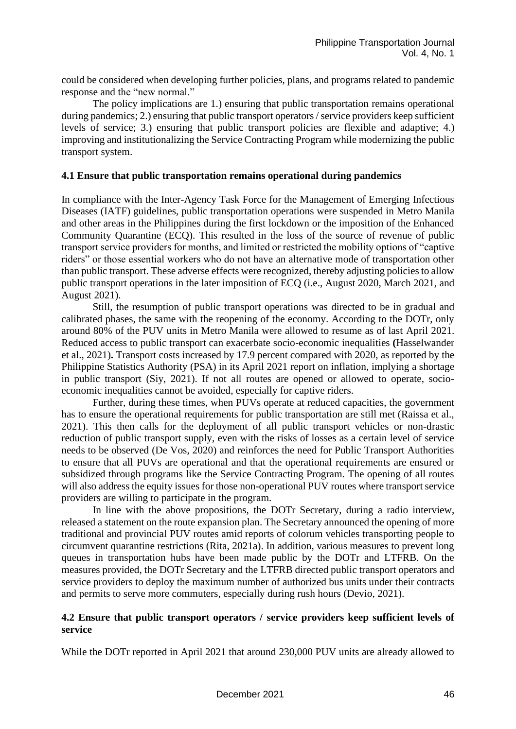could be considered when developing further policies, plans, and programs related to pandemic response and the "new normal."

The policy implications are 1.) ensuring that public transportation remains operational during pandemics; 2.) ensuring that public transport operators / service providers keep sufficient levels of service; 3.) ensuring that public transport policies are flexible and adaptive; 4.) improving and institutionalizing the Service Contracting Program while modernizing the public transport system.

### 4.1 Ensure that public transportation remains operational during pandemics

In compliance with the Inter-Agency Task Force for the Management of Emerging Infectious Diseases (IATF) guidelines, public transportation operations were suspended in Metro Manila and other areas in the Philippines during the first lockdown or the imposition of the Enhanced Community Quarantine (ECQ). This resulted in the loss of the source of revenue of public transport service providers for months, and limited or restricted the mobility options of "captive riders" or those essential workers who do not have an alternative mode of transportation other than public transport. These adverse effects were recognized, thereby adjusting policies to allow public transport operations in the later imposition of ECQ (i.e., August 2020, March 2021, and August 2021).

Still, the resumption of public transport operations was directed to be in gradual and calibrated phases, the same with the reopening of the economy. According to the DOTr, only around 80% of the PUV units in Metro Manila were allowed to resume as of last April 2021. Reduced access to public transport can exacerbate socio-economic inequalities **(**Hasselwander et al., 2021**).** Transport costs increased by 17.9 percent compared with 2020, as reported by the Philippine Statistics Authority (PSA) in its April 2021 report on inflation, implying a shortage in public transport (Siy, 2021). If not all routes are opened or allowed to operate, socio-economic inequalities cannot be avoided, especially for captive riders.

Further, during these times, when PUVs operate at reduced capacities, the government has to ensure the operational requirements for public transportation are still met (Raissa et al., 2021). This then calls for the deployment of all public transport vehicles or non-drastic reduction of public transport supply, even with the risks of losses as a certain level of service needs to be observed (De Vos, 2020) and reinforces the need for Public Transport Authorities to ensure that all PUVs are operational and that the operational requirements are ensured or subsidized through programs like the Service Contracting Program. The opening of all routes will also address the equity issues for those non-operational PUV routes where transport service providers are willing to participate in the program.

In line with the above propositions, the DOTr Secretary, during a radio interview, released a statement on the route expansion plan. The Secretary announced the opening of more traditional and provincial PUV routes amid reports of colorum vehicles transporting people to circumvent quarantine restrictions (Rita, 2021a). In addition, various measures to prevent long queues in transportation hubs have been made public by the DOTr and LTFRB. On the measures provided, the DOTr Secretary and the LTFRB directed public transport operators and service providers to deploy the maximum number of authorized bus units under their contracts and permits to serve more commuters, especially during rush hours (Devio, 2021).

### 4.2 Ensure that public transport operators / service providers keep sufficient levels of service

While the DOTr reported in April 2021 that around 230,000 PUV units are already allowed to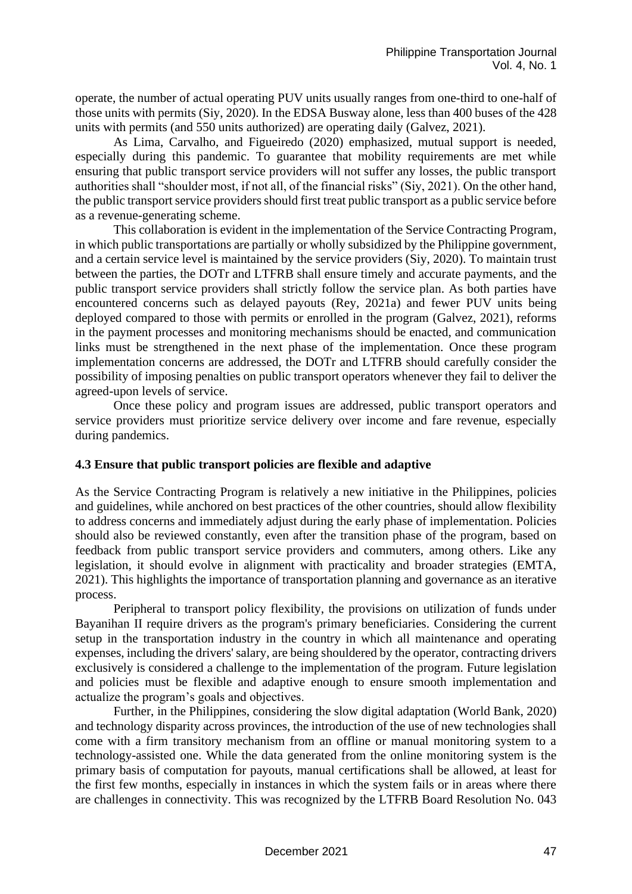operate, the number of actual operating PUV units usually ranges from one-third to one-half of those units with permits (Siy, 2020). In the EDSA Busway alone, less than 400 buses of the 428 units with permits (and 550 units authorized) are operating daily (Galvez, 2021).

As Lima, Carvalho, and Figueiredo (2020) emphasized, mutual support is needed, especially during this pandemic. To guarantee that mobility requirements are met while ensuring that public transport service providers will not suffer any losses, the public transport authorities shall "shoulder most, if not all, of the financial risks" (Siy, 2021). On the other hand, the public transport service providers should first treat public transport as a public service before as a revenue-generating scheme.

This collaboration is evident in the implementation of the Service Contracting Program, in which public transportations are partially or wholly subsidized by the Philippine government, and a certain service level is maintained by the service providers (Siy, 2020). To maintain trust between the parties, the DOTr and LTFRB shall ensure timely and accurate payments, and the public transport service providers shall strictly follow the service plan. As both parties have encountered concerns such as delayed payouts (Rey, 2021a) and fewer PUV units being deployed compared to those with permits or enrolled in the program (Galvez, 2021), reforms in the payment processes and monitoring mechanisms should be enacted, and communication links must be strengthened in the next phase of the implementation. Once these program implementation concerns are addressed, the DOTr and LTFRB should carefully consider the possibility of imposing penalties on public transport operators whenever they fail to deliver the agreed-upon levels of service.

Once these policy and program issues are addressed, public transport operators and service providers must prioritize service delivery over income and fare revenue, especially during pandemics.

### 4.3 Ensure that public transport policies are flexible and adaptive

As the Service Contracting Program is relatively a new initiative in the Philippines, policies and guidelines, while anchored on best practices of the other countries, should allow flexibility to address concerns and immediately adjust during the early phase of implementation. Policies should also be reviewed constantly, even after the transition phase of the program, based on feedback from public transport service providers and commuters, among others. Like any legislation, it should evolve in alignment with practicality and broader strategies (EMTA, 2021). This highlights the importance of transportation planning and governance as an iterative process.

Peripheral to transport policy flexibility, the provisions on utilization of funds under Bayanihan II require drivers as the program's primary beneficiaries. Considering the current setup in the transportation industry in the country in which all maintenance and operating expenses, including the drivers' salary, are being shouldered by the operator, contracting drivers exclusively is considered a challenge to the implementation of the program. Future legislation and policies must be flexible and adaptive enough to ensure smooth implementation and actualize the program's goals and objectives.

Further, in the Philippines, considering the slow digital adaptation (World Bank, 2020) and technology disparity across provinces, the introduction of the use of new technologies shall come with a firm transitory mechanism from an offline or manual monitoring system to a technology-assisted one. While the data generated from the online monitoring system is the primary basis of computation for payouts, manual certifications shall be allowed, at least for the first few months, especially in instances in which the system fails or in areas where there are challenges in connectivity. This was recognized by the LTFRB Board Resolution No. 043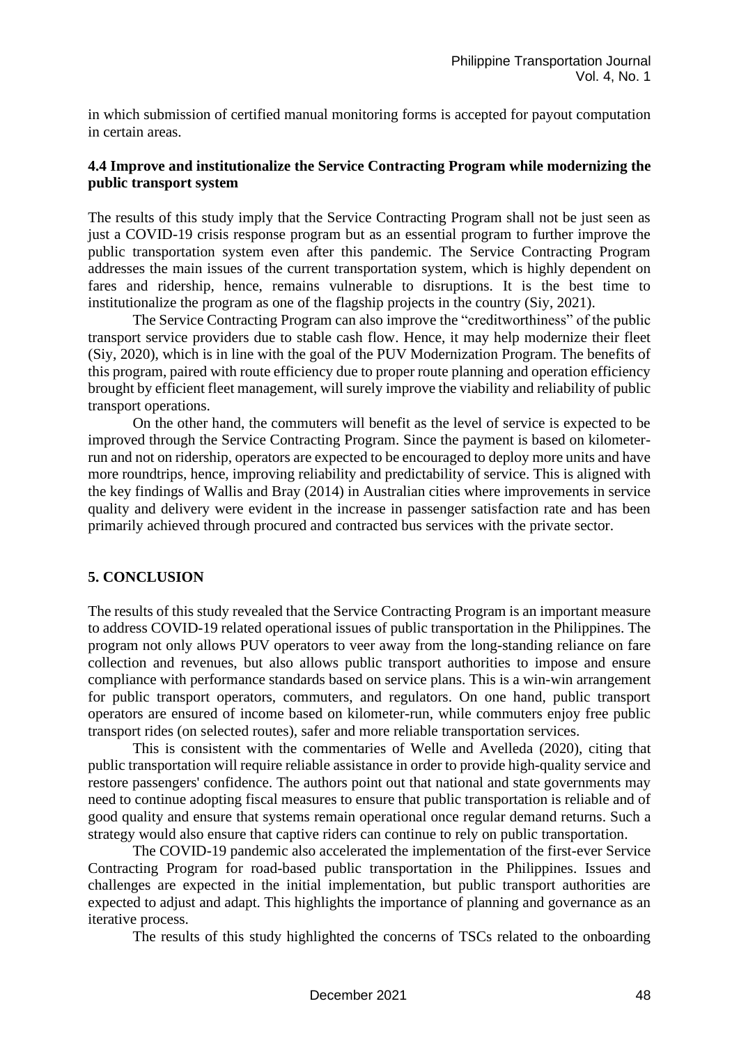in which submission of certified manual monitoring forms is accepted for payout computation in certain areas.

### 4.4 Improve and institutionalize the Service Contracting Program while modernizing the public transport system

The results of this study imply that the Service Contracting Program shall not be just seen as just a COVID-19 crisis response program but as an essential program to further improve the public transportation system even after this pandemic. The Service Contracting Program addresses the main issues of the current transportation system, which is highly dependent on fares and ridership, hence, remains vulnerable to disruptions. It is the best time to institutionalize the program as one of the flagship projects in the country (Siy, 2021).

The Service Contracting Program can also improve the "creditworthiness" of the public transport service providers due to stable cash flow. Hence, it may help modernize their fleet (Siy, 2020), which is in line with the goal of the PUV Modernization Program. The benefits of this program, paired with route efficiency due to proper route planning and operation efficiency brought by efficient fleet management, will surely improve the viability and reliability of public transport operations.

On the other hand, the commuters will benefit as the level of service is expected to be improved through the Service Contracting Program. Since the payment is based on kilometer-run and not on ridership, operators are expected to be encouraged to deploy more units and have more roundtrips, hence, improving reliability and predictability of service. This is aligned with the key findings of Wallis and Bray (2014) in Australian cities where improvements in service quality and delivery were evident in the increase in passenger satisfaction rate and has been primarily achieved through procured and contracted bus services with the private sector.

## 5. CONCLUSION

The results of this study revealed that the Service Contracting Program is an important measure to address COVID-19 related operational issues of public transportation in the Philippines. The program not only allows PUV operators to veer away from the long-standing reliance on fare collection and revenues, but also allows public transport authorities to impose and ensure compliance with performance standards based on service plans. This is a win-win arrangement for public transport operators, commuters, and regulators. On one hand, public transport operators are ensured of income based on kilometer-run, while commuters enjoy free public transport rides (on selected routes), safer and more reliable transportation services.

This is consistent with the commentaries of Welle and Avelleda (2020), citing that public transportation will require reliable assistance in order to provide high-quality service and restore passengers' confidence. The authors point out that national and state governments may need to continue adopting fiscal measures to ensure that public transportation is reliable and of good quality and ensure that systems remain operational once regular demand returns. Such a strategy would also ensure that captive riders can continue to rely on public transportation.

The COVID-19 pandemic also accelerated the implementation of the first-ever Service Contracting Program for road-based public transportation in the Philippines. Issues and challenges are expected in the initial implementation, but public transport authorities are expected to adjust and adapt. This highlights the importance of planning and governance as an iterative process.

The results of this study highlighted the concerns of TSCs related to the onboarding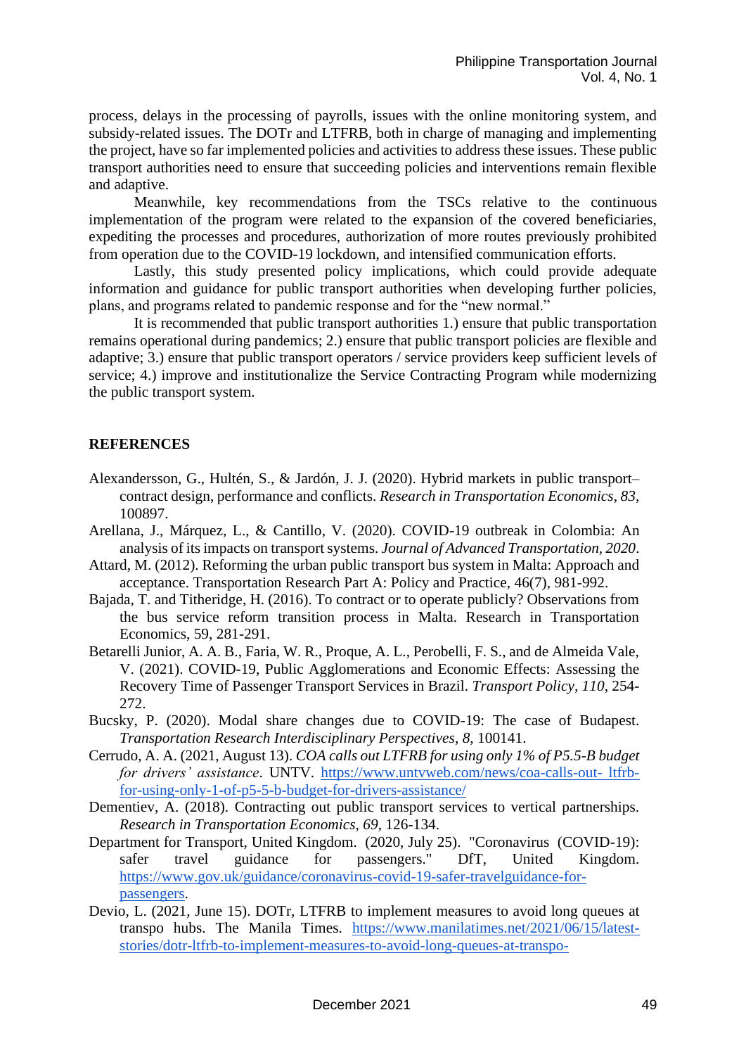process, delays in the processing of payrolls, issues with the online monitoring system, and subsidy-related issues. The DOTr and LTFRB, both in charge of managing and implementing the project, have so far implemented policies and activities to address these issues. These public transport authorities need to ensure that succeeding policies and interventions remain flexible and adaptive.

Meanwhile, key recommendations from the TSCs relative to the continuous implementation of the program were related to the expansion of the covered beneficiaries, expediting the processes and procedures, authorization of more routes previously prohibited from operation due to the COVID-19 lockdown, and intensified communication efforts.

Lastly, this study presented policy implications, which could provide adequate information and guidance for public transport authorities when developing further policies, plans, and programs related to pandemic response and for the "new normal."

It is recommended that public transport authorities 1.) ensure that public transportation remains operational during pandemics; 2.) ensure that public transport policies are flexible and adaptive; 3.) ensure that public transport operators / service providers keep sufficient levels of service; 4.) improve and institutionalize the Service Contracting Program while modernizing the public transport system.

## REFERENCES

Alexandersson, G., Hultén, S., & Jardón, J. J. (2020). Hybrid markets in public transport–contract design, performance and conflicts. *Research in Transportation Economics*, *83*, 100897.

Arellana, J., Márquez, L., & Cantillo, V. (2020). COVID-19 outbreak in Colombia: An analysis of its impacts on transport systems. *Journal of Advanced Transportation*, *2020*.

Attard, M. (2012). Reforming the urban public transport bus system in Malta: Approach and acceptance. Transportation Research Part A: Policy and Practice, 46(7), 981-992.

Bajada, T. and Titheridge, H. (2016). To contract or to operate publicly? Observations from the bus service reform transition process in Malta. Research in Transportation Economics, 59, 281-291.

Betarelli Junior, A. A. B., Faria, W. R., Proque, A. L., Perobelli, F. S., and de Almeida Vale, V. (2021). COVID-19, Public Agglomerations and Economic Effects: Assessing the Recovery Time of Passenger Transport Services in Brazil. *Transport Policy, 110*, 254-272.

Bucsky, P. (2020). Modal share changes due to COVID-19: The case of Budapest. *Transportation Research Interdisciplinary Perspectives*, *8*, 100141.

Cerrudo, A. A. (2021, August 13). *COA calls out LTFRB for using only 1% of P5.5-B budget for drivers' assistance*. UNTV. https://www.untvweb.com/news/coa-calls-out- ltfrb-for-using-only-1-of-p5-5-b-budget-for-drivers-assistance/

Dementiev, A. (2018). Contracting out public transport services to vertical partnerships. *Research in Transportation Economics*, *69*, 126-134.

Department for Transport, United Kingdom. (2020, July 25). "Coronavirus (COVID-19): safer travel guidance for passengers." DfT, United Kingdom. https://www.gov.uk/guidance/coronavirus-covid-19-safer-travelguidance-for-passengers.

Devio, L. (2021, June 15). DOTr, LTFRB to implement measures to avoid long queues at transpo hubs. The Manila Times. https://www.manilatimes.net/2021/06/15/latest-stories/dotr-ltfrb-to-implement-measures-to-avoid-long-queues-at-transpo-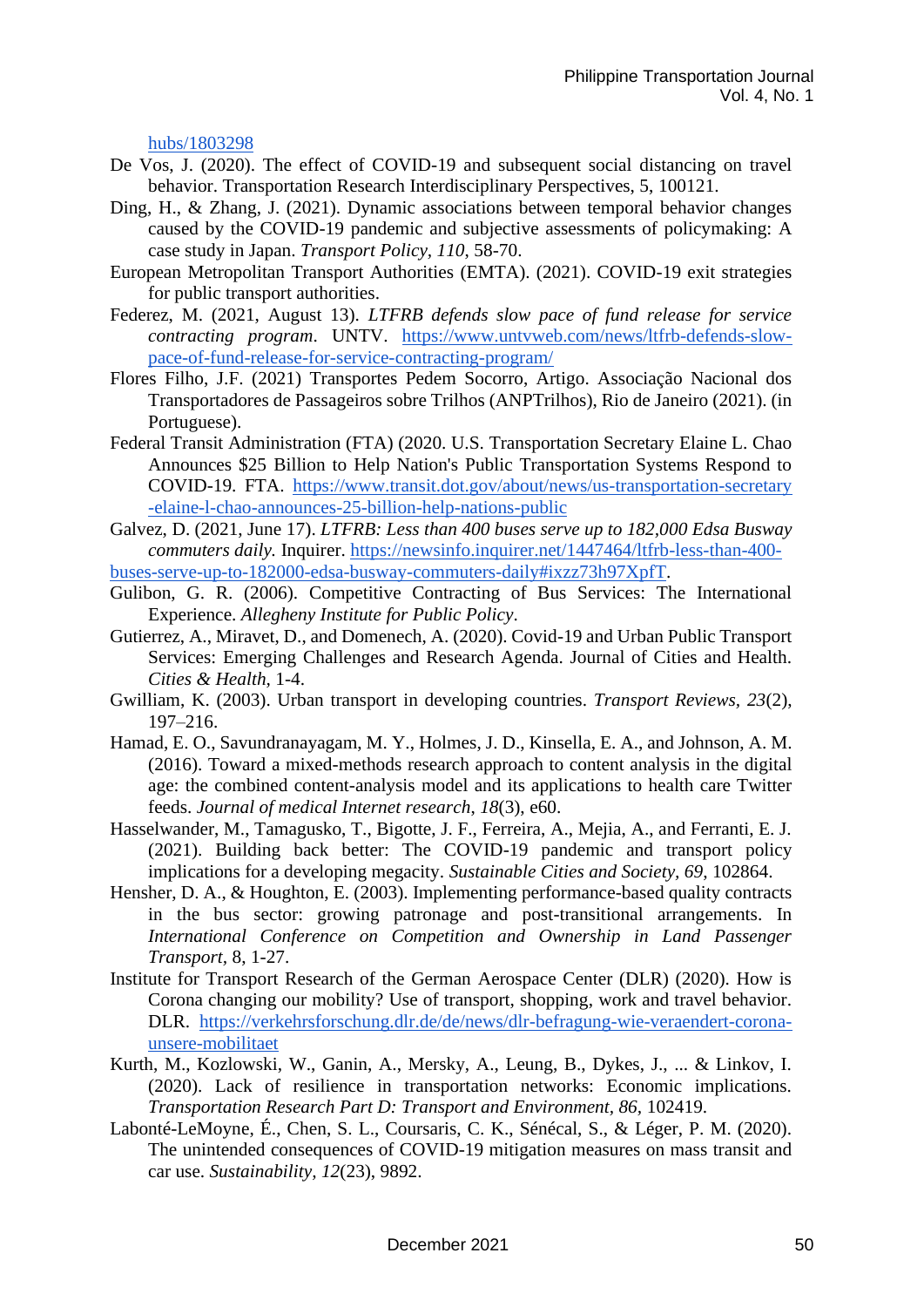hubs/1803298

De Vos, J. (2020). The effect of COVID-19 and subsequent social distancing on travel behavior. Transportation Research Interdisciplinary Perspectives, 5, 100121.

Ding, H., & Zhang, J. (2021). Dynamic associations between temporal behavior changes caused by the COVID-19 pandemic and subjective assessments of policymaking: A case study in Japan. *Transport Policy*, *110*, 58-70.

European Metropolitan Transport Authorities (EMTA). (2021). COVID-19 exit strategies for public transport authorities.

Federez, M. (2021, August 13). *LTFRB defends slow pace of fund release for service contracting program*. UNTV. https://www.untvweb.com/news/ltfrb-defends-slow-pace-of-fund-release-for-service-contracting-program/

Flores Filho, J.F. (2021) Transportes Pedem Socorro, Artigo. Associação Nacional dos Transportadores de Passageiros sobre Trilhos (ANPTrilhos), Rio de Janeiro (2021). (in Portuguese).

Federal Transit Administration (FTA) (2020. U.S. Transportation Secretary Elaine L. Chao Announces $25 Billion to Help Nation's Public Transportation Systems Respond to COVID-19. FTA. https://www.transit.dot.gov/about/news/us-transportation-secretary-elaine-l-chao-announces-25-billion-help-nations-public

Galvez, D. (2021, June 17). *LTFRB: Less than 400 buses serve up to 182,000 Edsa Busway commuters daily.* Inquirer. https://newsinfo.inquirer.net/1447464/ltfrb-less-than-400-buses-serve-up-to-182000-edsa-busway-commuters-daily#ixzz73h97XpfT.

Gulibon, G. R. (2006). Competitive Contracting of Bus Services: The International Experience. *Allegheny Institute for Public Policy*.

Gutierrez, A., Miravet, D., and Domenech, A. (2020). Covid-19 and Urban Public Transport Services: Emerging Challenges and Research Agenda. Journal of Cities and Health. *Cities & Health*, 1-4.

Gwilliam, K. (2003). Urban transport in developing countries. *Transport Reviews*, *23*(2), 197–216.

Hamad, E. O., Savundranayagam, M. Y., Holmes, J. D., Kinsella, E. A., and Johnson, A. M. (2016). Toward a mixed-methods research approach to content analysis in the digital age: the combined content-analysis model and its applications to health care Twitter feeds. *Journal of medical Internet research*, *18*(3), e60.

Hasselwander, M., Tamagusko, T., Bigotte, J. F., Ferreira, A., Mejia, A., and Ferranti, E. J. (2021). Building back better: The COVID-19 pandemic and transport policy implications for a developing megacity. *Sustainable Cities and Society*, *69*, 102864.

Hensher, D. A., & Houghton, E. (2003). Implementing performance-based quality contracts in the bus sector: growing patronage and post-transitional arrangements. In *International Conference on Competition and Ownership in Land Passenger Transport*, 8, 1-27.

Institute for Transport Research of the German Aerospace Center (DLR) (2020). How is Corona changing our mobility? Use of transport, shopping, work and travel behavior. DLR. https://verkehrsforschung.dlr.de/de/news/dlr-befragung-wie-veraendert-corona-unsere-mobilitaet

Kurth, M., Kozlowski, W., Ganin, A., Mersky, A., Leung, B., Dykes, J., ... & Linkov, I. (2020). Lack of resilience in transportation networks: Economic implications. *Transportation Research Part D: Transport and Environment*, *86*, 102419.

Labonté-LeMoyne, É., Chen, S. L., Coursaris, C. K., Sénécal, S., & Léger, P. M. (2020). The unintended consequences of COVID-19 mitigation measures on mass transit and car use. *Sustainability*, *12*(23), 9892.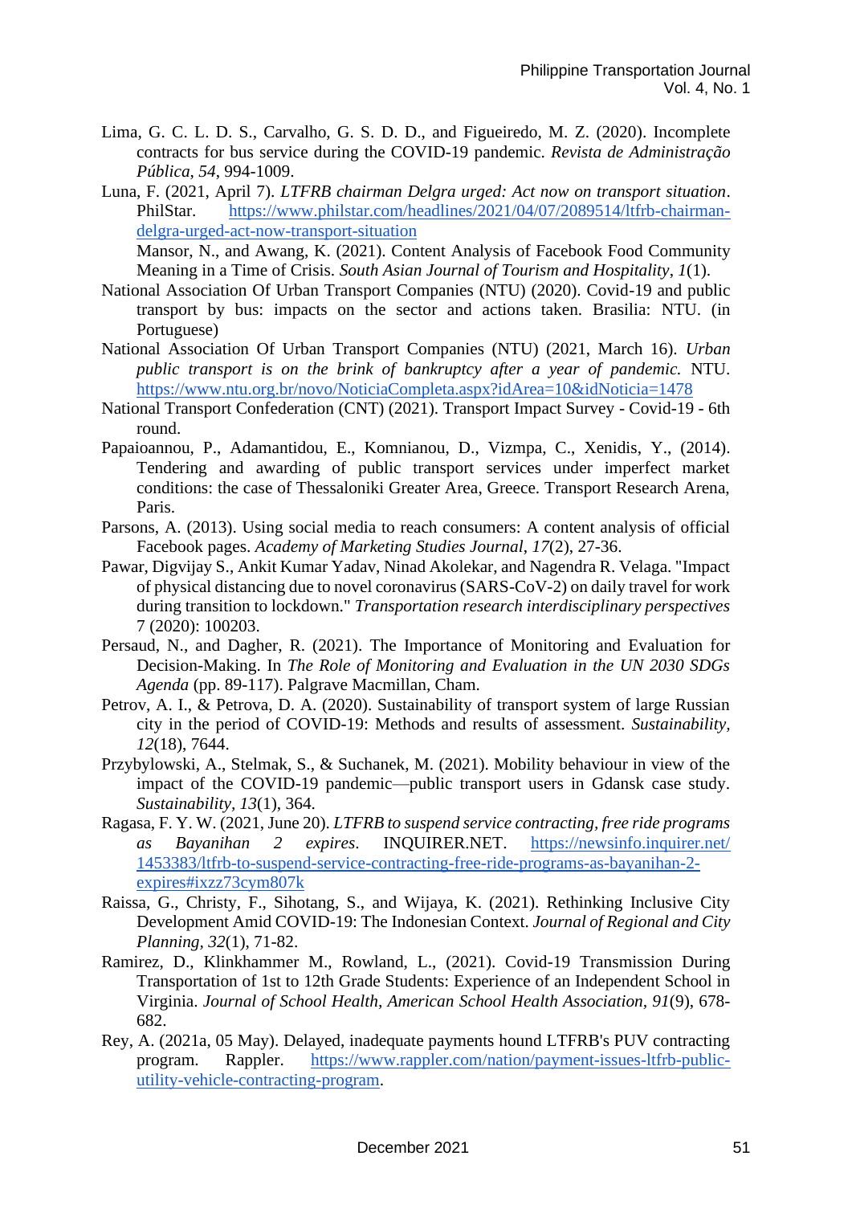Lima, G. C. L. D. S., Carvalho, G. S. D. D., and Figueiredo, M. Z. (2020). Incomplete contracts for bus service during the COVID-19 pandemic. *Revista de Administração Pública*, *54*, 994-1009.

Luna, F. (2021, April 7). *LTFRB chairman Delgra urged: Act now on transport situation*. PhilStar. https://www.philstar.com/headlines/2021/04/07/2089514/ltfrb-chairman-delgra-urged-act-now-transport-situation

Mansor, N., and Awang, K. (2021). Content Analysis of Facebook Food Community Meaning in a Time of Crisis. *South Asian Journal of Tourism and Hospitality*, *1*(1).

National Association Of Urban Transport Companies (NTU) (2020). Covid-19 and public transport by bus: impacts on the sector and actions taken. Brasilia: NTU. (in Portuguese)

National Association Of Urban Transport Companies (NTU) (2021, March 16). *Urban public transport is on the brink of bankruptcy after a year of pandemic.* NTU. https://www.ntu.org.br/novo/NoticiaCompleta.aspx?idArea=10&idNoticia=1478

National Transport Confederation (CNT) (2021). Transport Impact Survey - Covid-19 - 6th round.

Papaioannou, P., Adamantidou, E., Komnianou, D., Vizmpa, C., Xenidis, Y., (2014). Tendering and awarding of public transport services under imperfect market conditions: the case of Thessaloniki Greater Area, Greece. Transport Research Arena, Paris.

Parsons, A. (2013). Using social media to reach consumers: A content analysis of official Facebook pages. *Academy of Marketing Studies Journal*, *17*(2), 27-36.

Pawar, Digvijay S., Ankit Kumar Yadav, Ninad Akolekar, and Nagendra R. Velaga. "Impact of physical distancing due to novel coronavirus (SARS-CoV-2) on daily travel for work during transition to lockdown." *Transportation research interdisciplinary perspectives* 7 (2020): 100203.

Persaud, N., and Dagher, R. (2021). The Importance of Monitoring and Evaluation for Decision-Making. In *The Role of Monitoring and Evaluation in the UN 2030 SDGs Agenda* (pp. 89-117). Palgrave Macmillan, Cham.

Petrov, A. I., & Petrova, D. A. (2020). Sustainability of transport system of large Russian city in the period of COVID-19: Methods and results of assessment. *Sustainability*, *12*(18), 7644.

Przybylowski, A., Stelmak, S., & Suchanek, M. (2021). Mobility behaviour in view of the impact of the COVID-19 pandemic—public transport users in Gdansk case study. *Sustainability*, *13*(1), 364.

Ragasa, F. Y. W. (2021, June 20). *LTFRB to suspend service contracting, free ride programs as Bayanihan 2 expires*. INQUIRER.NET. https://newsinfo.inquirer.net/1453383/ltfrb-to-suspend-service-contracting-free-ride-programs-as-bayanihan-2-expires#ixzz73cym807k

Raissa, G., Christy, F., Sihotang, S., and Wijaya, K. (2021). Rethinking Inclusive City Development Amid COVID-19: The Indonesian Context. *Journal of Regional and City Planning*, *32*(1), 71-82.

Ramirez, D., Klinkhammer M., Rowland, L., (2021). Covid-19 Transmission During Transportation of 1st to 12th Grade Students: Experience of an Independent School in Virginia. *Journal of School Health, American School Health Association, 91*(9), 678-682.

Rey, A. (2021a, 05 May). Delayed, inadequate payments hound LTFRB's PUV contracting program. Rappler. https://www.rappler.com/nation/payment-issues-ltfrb-public-utility-vehicle-contracting-program.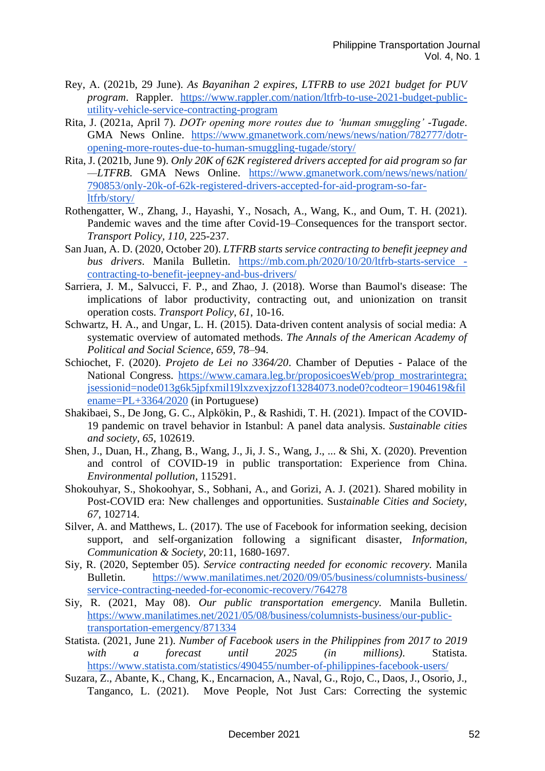Rey, A. (2021b, 29 June). *As Bayanihan 2 expires, LTFRB to use 2021 budget for PUV program*. Rappler. https://www.rappler.com/nation/ltfrb-to-use-2021-budget-public-utility-vehicle-service-contracting-program

Rita, J. (2021a, April 7). *DOTr opening more routes due to 'human smuggling' -Tugade*. GMA News Online. https://www.gmanetwork.com/news/news/nation/782777/dotr-opening-more-routes-due-to-human-smuggling-tugade/story/

Rita, J. (2021b, June 9). *Only 20K of 62K registered drivers accepted for aid program so far —LTFRB*. GMA News Online. https://www.gmanetwork.com/news/news/nation/790853/only-20k-of-62k-registered-drivers-accepted-for-aid-program-so-far-ltfrb/story/

Rothengatter, W., Zhang, J., Hayashi, Y., Nosach, A., Wang, K., and Oum, T. H. (2021). Pandemic waves and the time after Covid-19–Consequences for the transport sector. *Transport Policy, 110*, 225-237.

San Juan, A. D. (2020, October 20). *LTFRB starts service contracting to benefit jeepney and bus drivers*. Manila Bulletin. https://mb.com.ph/2020/10/20/ltfrb-starts-service -contracting-to-benefit-jeepney-and-bus-drivers/

Sarriera, J. M., Salvucci, F. P., and Zhao, J. (2018). Worse than Baumol's disease: The implications of labor productivity, contracting out, and unionization on transit operation costs. *Transport Policy*, *61*, 10-16.

Schwartz, H. A., and Ungar, L. H. (2015). Data-driven content analysis of social media: A systematic overview of automated methods. *The Annals of the American Academy of Political and Social Science, 659*, 78–94.

Schiochet, F. (2020). *Projeto de Lei no 3364/20*. Chamber of Deputies - Palace of the National Congress. https://www.camara.leg.br/proposicoesWeb/prop_mostrarintegra;jsessionid=node013g6k5jpfxmil19lxzvexjzzof13284073.node0?codteor=1904619&filename=PL+3364/2020 (in Portuguese)

Shakibaei, S., De Jong, G. C., Alpkökin, P., & Rashidi, T. H. (2021). Impact of the COVID-19 pandemic on travel behavior in Istanbul: A panel data analysis. *Sustainable cities and society*, *65*, 102619.

Shen, J., Duan, H., Zhang, B., Wang, J., Ji, J. S., Wang, J., ... & Shi, X. (2020). Prevention and control of COVID-19 in public transportation: Experience from China. *Environmental pollution*, 115291.

Shokouhyar, S., Shokoohyar, S., Sobhani, A., and Gorizi, A. J. (2021). Shared mobility in Post-COVID era: New challenges and opportunities. Su*stainable Cities and Society*, *67*, 102714.

Silver, A. and Matthews, L. (2017). The use of Facebook for information seeking, decision support, and self-organization following a significant disaster, *Information, Communication & Society*, 20:11, 1680-1697.

Siy, R. (2020, September 05). *Service contracting needed for economic recovery.* Manila Bulletin. https://www.manilatimes.net/2020/09/05/business/columnists-business/service-contracting-needed-for-economic-recovery/764278

Siy, R. (2021, May 08). *Our public transportation emergency.* Manila Bulletin. https://www.manilatimes.net/2021/05/08/business/columnists-business/our-public-transportation-emergency/871334

Statista. (2021, June 21). *Number of Facebook users in the Philippines from 2017 to 2019 with a forecast until 2025 (in millions)*. Statista. https://www.statista.com/statistics/490455/number-of-philippines-facebook-users/

Suzara, Z., Abante, K., Chang, K., Encarnacion, A., Naval, G., Rojo, C., Daos, J., Osorio, J., Tanganco, L. (2021). Move People, Not Just Cars: Correcting the systemic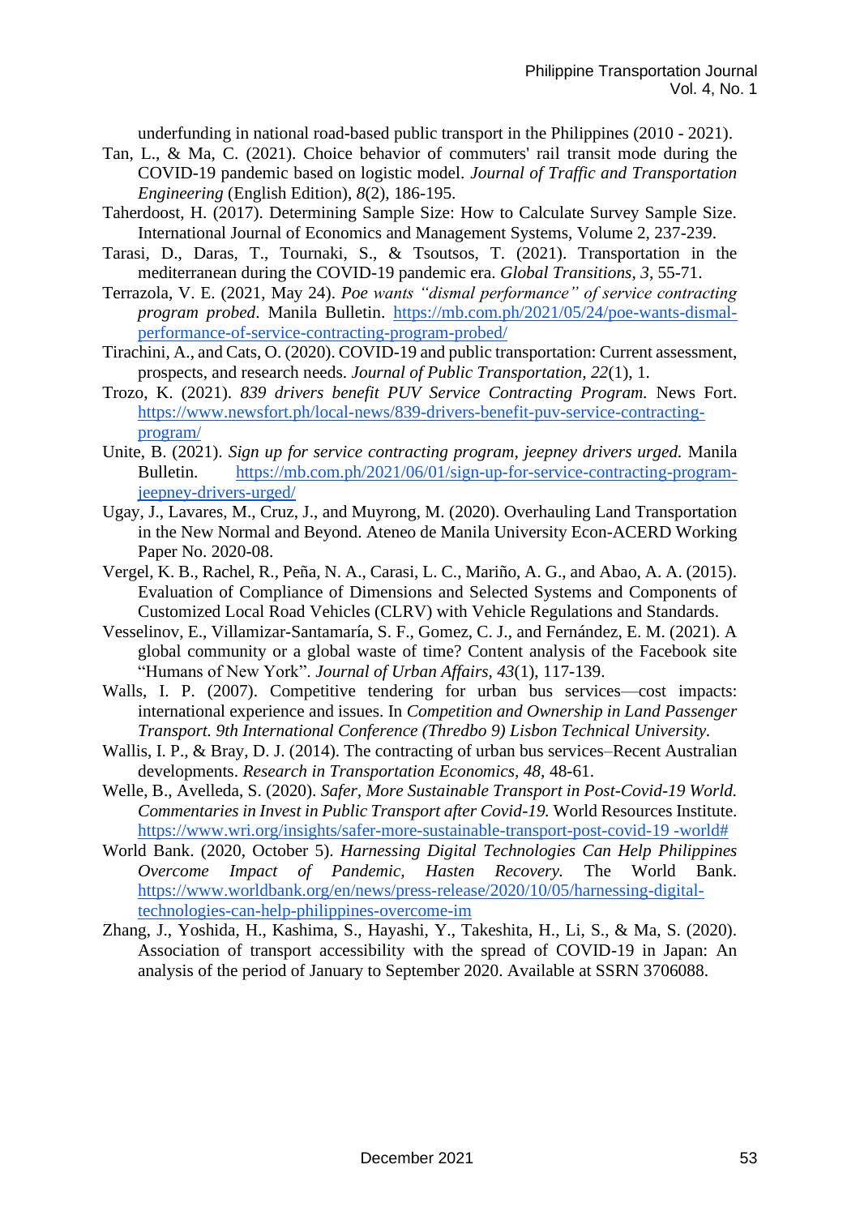underfunding in national road-based public transport in the Philippines (2010 - 2021).

Tan, L., & Ma, C. (2021). Choice behavior of commuters' rail transit mode during the COVID-19 pandemic based on logistic model. *Journal of Traffic and Transportation Engineering* (English Edition), *8*(2), 186-195.

Taherdoost, H. (2017). Determining Sample Size: How to Calculate Survey Sample Size. International Journal of Economics and Management Systems, Volume 2, 237-239.

Tarasi, D., Daras, T., Tournaki, S., & Tsoutsos, T. (2021). Transportation in the mediterranean during the COVID-19 pandemic era. *Global Transitions*, *3*, 55-71.

Terrazola, V. E. (2021, May 24). *Poe wants "dismal performance" of service contracting program probed*. Manila Bulletin. https://mb.com.ph/2021/05/24/poe-wants-dismal-performance-of-service-contracting-program-probed/

Tirachini, A., and Cats, O. (2020). COVID-19 and public transportation: Current assessment, prospects, and research needs. *Journal of Public Transportation, 22*(1), 1.

Trozo, K. (2021). *839 drivers benefit PUV Service Contracting Program.* News Fort. https://www.newsfort.ph/local-news/839-drivers-benefit-puv-service-contracting-program/

Unite, B. (2021). *Sign up for service contracting program, jeepney drivers urged.* Manila Bulletin. https://mb.com.ph/2021/06/01/sign-up-for-service-contracting-program-jeepney-drivers-urged/

Ugay, J., Lavares, M., Cruz, J., and Muyrong, M. (2020). Overhauling Land Transportation in the New Normal and Beyond. Ateneo de Manila University Econ-ACERD Working Paper No. 2020-08.

Vergel, K. B., Rachel, R., Peña, N. A., Carasi, L. C., Mariño, A. G., and Abao, A. A. (2015). Evaluation of Compliance of Dimensions and Selected Systems and Components of Customized Local Road Vehicles (CLRV) with Vehicle Regulations and Standards.

Vesselinov, E., Villamizar-Santamaría, S. F., Gomez, C. J., and Fernández, E. M. (2021). A global community or a global waste of time? Content analysis of the Facebook site "Humans of New York". *Journal of Urban Affairs*, *43*(1), 117-139.

Walls, I. P. (2007). Competitive tendering for urban bus services—cost impacts: international experience and issues. In *Competition and Ownership in Land Passenger Transport. 9th International Conference (Thredbo 9) Lisbon Technical University.*

Wallis, I. P., & Bray, D. J. (2014). The contracting of urban bus services–Recent Australian developments. *Research in Transportation Economics, 48*, 48-61.

Welle, B., Avelleda, S. (2020). *Safer, More Sustainable Transport in Post-Covid-19 World. Commentaries in Invest in Public Transport after Covid-19.* World Resources Institute. https://www.wri.org/insights/safer-more-sustainable-transport-post-covid-19 -world#

World Bank. (2020, October 5). *Harnessing Digital Technologies Can Help Philippines Overcome Impact of Pandemic, Hasten Recovery.* The World Bank. https://www.worldbank.org/en/news/press-release/2020/10/05/harnessing-digital-technologies-can-help-philippines-overcome-im

Zhang, J., Yoshida, H., Kashima, S., Hayashi, Y., Takeshita, H., Li, S., & Ma, S. (2020). Association of transport accessibility with the spread of COVID-19 in Japan: An analysis of the period of January to September 2020. Available at SSRN 3706088.